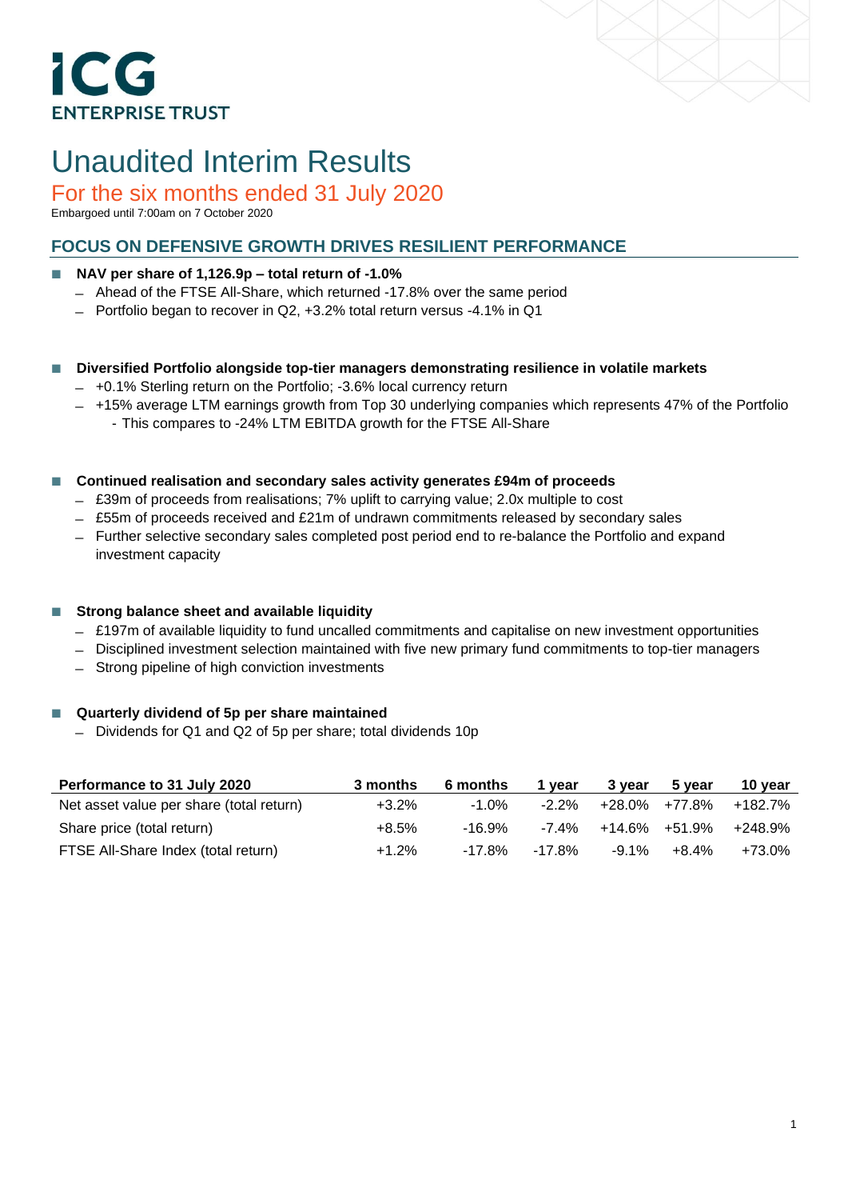ICG ENTERPRISE TRUST

# Unaudited Interim Results

## For the six months ended 31 July 2020

Embargoed until 7:00am on 7 October 2020

### FOCUS ON DEFENSIVE GROWTH DRIVES RESILIENT PERFORMANCE

- **NAV per share of 1,126.9p – total return of -1.0%**
  - Ahead of the FTSE All-Share, which returned -17.8% over the same period
  - Portfolio began to recover in Q2, +3.2% total return versus -4.1% in Q1

- **Diversified Portfolio alongside top-tier managers demonstrating resilience in volatile markets**
  - +0.1% Sterling return on the Portfolio; -3.6% local currency return
  - +15% average LTM earnings growth from Top 30 underlying companies which represents 47% of the Portfolio
    - This compares to -24% LTM EBITDA growth for the FTSE All-Share

- **Continued realisation and secondary sales activity generates £94m of proceeds**
  - £39m of proceeds from realisations; 7% uplift to carrying value; 2.0x multiple to cost
  - £55m of proceeds received and £21m of undrawn commitments released by secondary sales
  - Further selective secondary sales completed post period end to re-balance the Portfolio and expand investment capacity

- **Strong balance sheet and available liquidity**
  - £197m of available liquidity to fund uncalled commitments and capitalise on new investment opportunities
  - Disciplined investment selection maintained with five new primary fund commitments to top-tier managers
  - Strong pipeline of high conviction investments

- **Quarterly dividend of 5p per share maintained**
  - Dividends for Q1 and Q2 of 5p per share; total dividends 10p

| Performance to 31 July 2020 | 3 months | 6 months | 1 year | 3 year | 5 year | 10 year |
|---|---|---|---|---|---|---|
| Net asset value per share (total return) | +3.2% | -1.0% | -2.2% | +28.0% | +77.8% | +182.7% |
| Share price (total return) | +8.5% | -16.9% | -7.4% | +14.6% | +51.9% | +248.9% |
| FTSE All-Share Index (total return) | +1.2% | -17.8% | -17.8% | -9.1% | +8.4% | +73.0% |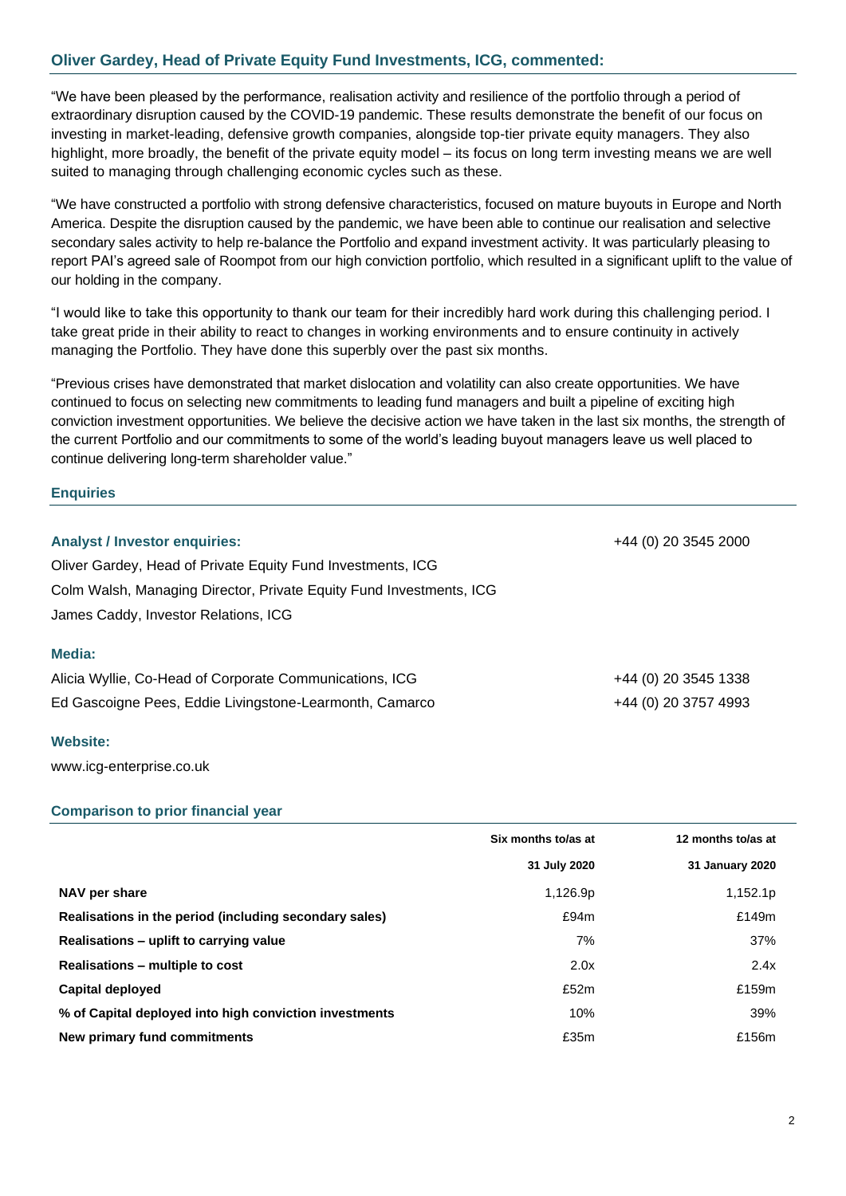### Oliver Gardey, Head of Private Equity Fund Investments, ICG, commented:

"We have been pleased by the performance, realisation activity and resilience of the portfolio through a period of extraordinary disruption caused by the COVID-19 pandemic. These results demonstrate the benefit of our focus on investing in market-leading, defensive growth companies, alongside top-tier private equity managers. They also highlight, more broadly, the benefit of the private equity model – its focus on long term investing means we are well suited to managing through challenging economic cycles such as these.

"We have constructed a portfolio with strong defensive characteristics, focused on mature buyouts in Europe and North America. Despite the disruption caused by the pandemic, we have been able to continue our realisation and selective secondary sales activity to help re-balance the Portfolio and expand investment activity. It was particularly pleasing to report PAI's agreed sale of Roompot from our high conviction portfolio, which resulted in a significant uplift to the value of our holding in the company.

"I would like to take this opportunity to thank our team for their incredibly hard work during this challenging period. I take great pride in their ability to react to changes in working environments and to ensure continuity in actively managing the Portfolio. They have done this superbly over the past six months.

"Previous crises have demonstrated that market dislocation and volatility can also create opportunities. We have continued to focus on selecting new commitments to leading fund managers and built a pipeline of exciting high conviction investment opportunities. We believe the decisive action we have taken in the last six months, the strength of the current Portfolio and our commitments to some of the world's leading buyout managers leave us well placed to continue delivering long-term shareholder value."

### Enquiries

**Analyst / Investor enquiries:** +44 (0) 20 3545 2000

Oliver Gardey, Head of Private Equity Fund Investments, ICG
Colm Walsh, Managing Director, Private Equity Fund Investments, ICG
James Caddy, Investor Relations, ICG

**Media:**

Alicia Wyllie, Co-Head of Corporate Communications, ICG +44 (0) 20 3545 1338
Ed Gascoigne Pees, Eddie Livingstone-Learmonth, Camarco +44 (0) 20 3757 4993

**Website:**

www.icg-enterprise.co.uk

### Comparison to prior financial year

| | Six months to/as at 31 July 2020 | 12 months to/as at 31 January 2020 |
|---|---|---|
| **NAV per share** | 1,126.9p | 1,152.1p |
| **Realisations in the period (including secondary sales)** | £94m | £149m |
| **Realisations – uplift to carrying value** | 7% | 37% |
| **Realisations – multiple to cost** | 2.0x | 2.4x |
| **Capital deployed** | £52m | £159m |
| **% of Capital deployed into high conviction investments** | 10% | 39% |
| **New primary fund commitments** | £35m | £156m |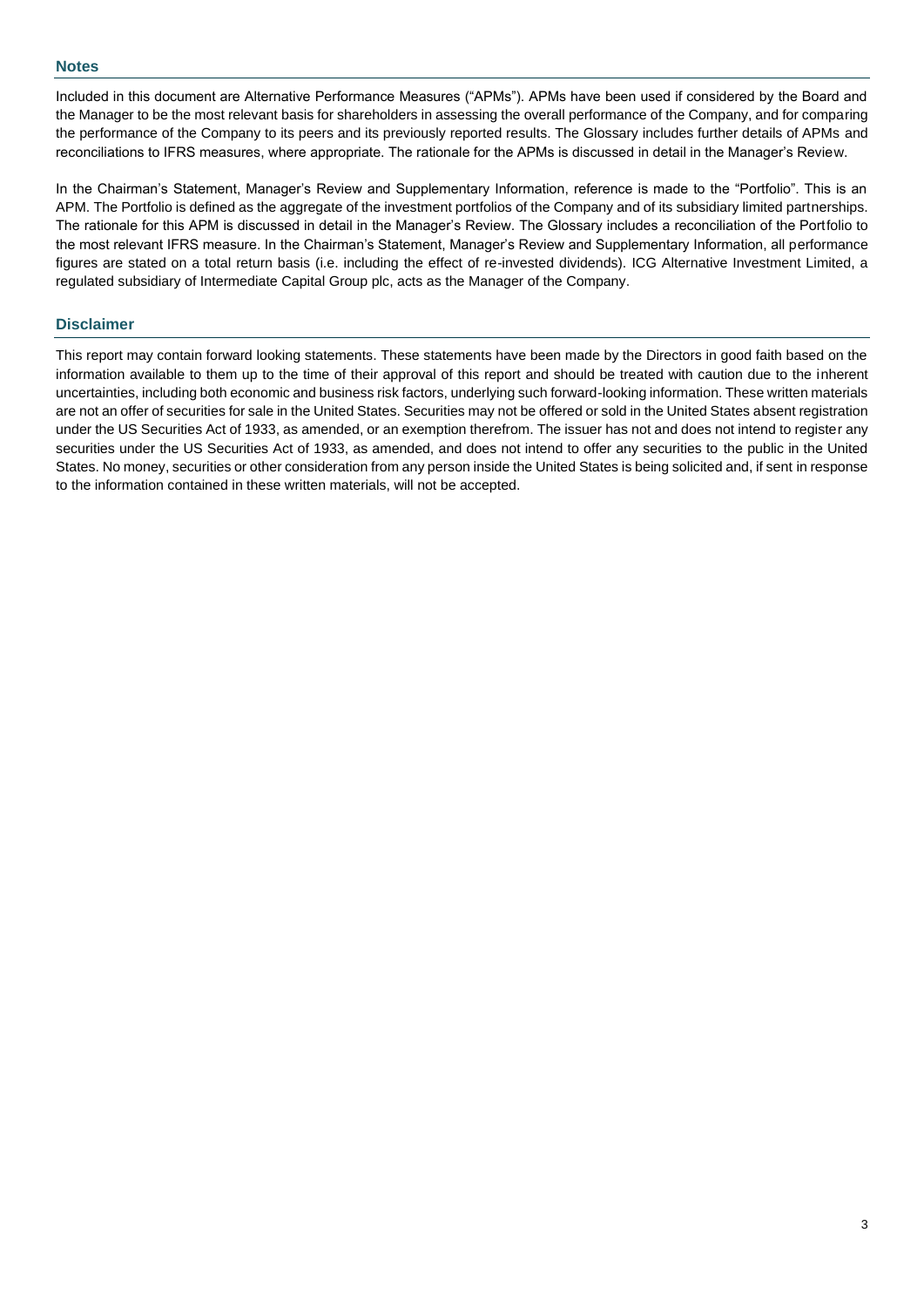## Notes

Included in this document are Alternative Performance Measures ("APMs"). APMs have been used if considered by the Board and the Manager to be the most relevant basis for shareholders in assessing the overall performance of the Company, and for comparing the performance of the Company to its peers and its previously reported results. The Glossary includes further details of APMs and reconciliations to IFRS measures, where appropriate. The rationale for the APMs is discussed in detail in the Manager's Review.

In the Chairman's Statement, Manager's Review and Supplementary Information, reference is made to the "Portfolio". This is an APM. The Portfolio is defined as the aggregate of the investment portfolios of the Company and of its subsidiary limited partnerships. The rationale for this APM is discussed in detail in the Manager's Review. The Glossary includes a reconciliation of the Portfolio to the most relevant IFRS measure. In the Chairman's Statement, Manager's Review and Supplementary Information, all performance figures are stated on a total return basis (i.e. including the effect of re-invested dividends). ICG Alternative Investment Limited, a regulated subsidiary of Intermediate Capital Group plc, acts as the Manager of the Company.

## Disclaimer

This report may contain forward looking statements. These statements have been made by the Directors in good faith based on the information available to them up to the time of their approval of this report and should be treated with caution due to the inherent uncertainties, including both economic and business risk factors, underlying such forward-looking information. These written materials are not an offer of securities for sale in the United States. Securities may not be offered or sold in the United States absent registration under the US Securities Act of 1933, as amended, or an exemption therefrom. The issuer has not and does not intend to register any securities under the US Securities Act of 1933, as amended, and does not intend to offer any securities to the public in the United States. No money, securities or other consideration from any person inside the United States is being solicited and, if sent in response to the information contained in these written materials, will not be accepted.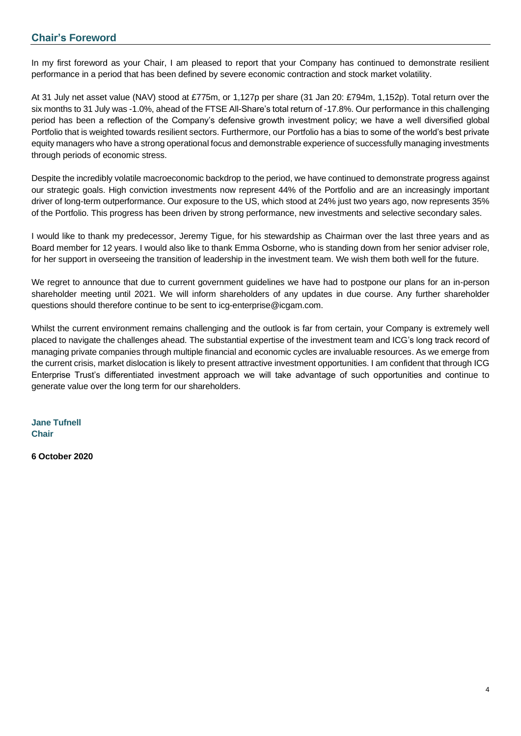## Chair's Foreword

In my first foreword as your Chair, I am pleased to report that your Company has continued to demonstrate resilient performance in a period that has been defined by severe economic contraction and stock market volatility.

At 31 July net asset value (NAV) stood at £775m, or 1,127p per share (31 Jan 20: £794m, 1,152p). Total return over the six months to 31 July was -1.0%, ahead of the FTSE All-Share's total return of -17.8%. Our performance in this challenging period has been a reflection of the Company's defensive growth investment policy; we have a well diversified global Portfolio that is weighted towards resilient sectors. Furthermore, our Portfolio has a bias to some of the world's best private equity managers who have a strong operational focus and demonstrable experience of successfully managing investments through periods of economic stress.

Despite the incredibly volatile macroeconomic backdrop to the period, we have continued to demonstrate progress against our strategic goals. High conviction investments now represent 44% of the Portfolio and are an increasingly important driver of long-term outperformance. Our exposure to the US, which stood at 24% just two years ago, now represents 35% of the Portfolio. This progress has been driven by strong performance, new investments and selective secondary sales.

I would like to thank my predecessor, Jeremy Tigue, for his stewardship as Chairman over the last three years and as Board member for 12 years. I would also like to thank Emma Osborne, who is standing down from her senior adviser role, for her support in overseeing the transition of leadership in the investment team. We wish them both well for the future.

We regret to announce that due to current government guidelines we have had to postpone our plans for an in-person shareholder meeting until 2021. We will inform shareholders of any updates in due course. Any further shareholder questions should therefore continue to be sent to icg-enterprise@icgam.com.

Whilst the current environment remains challenging and the outlook is far from certain, your Company is extremely well placed to navigate the challenges ahead. The substantial expertise of the investment team and ICG's long track record of managing private companies through multiple financial and economic cycles are invaluable resources. As we emerge from the current crisis, market dislocation is likely to present attractive investment opportunities. I am confident that through ICG Enterprise Trust's differentiated investment approach we will take advantage of such opportunities and continue to generate value over the long term for our shareholders.

**Jane Tufnell**
**Chair**

**6 October 2020**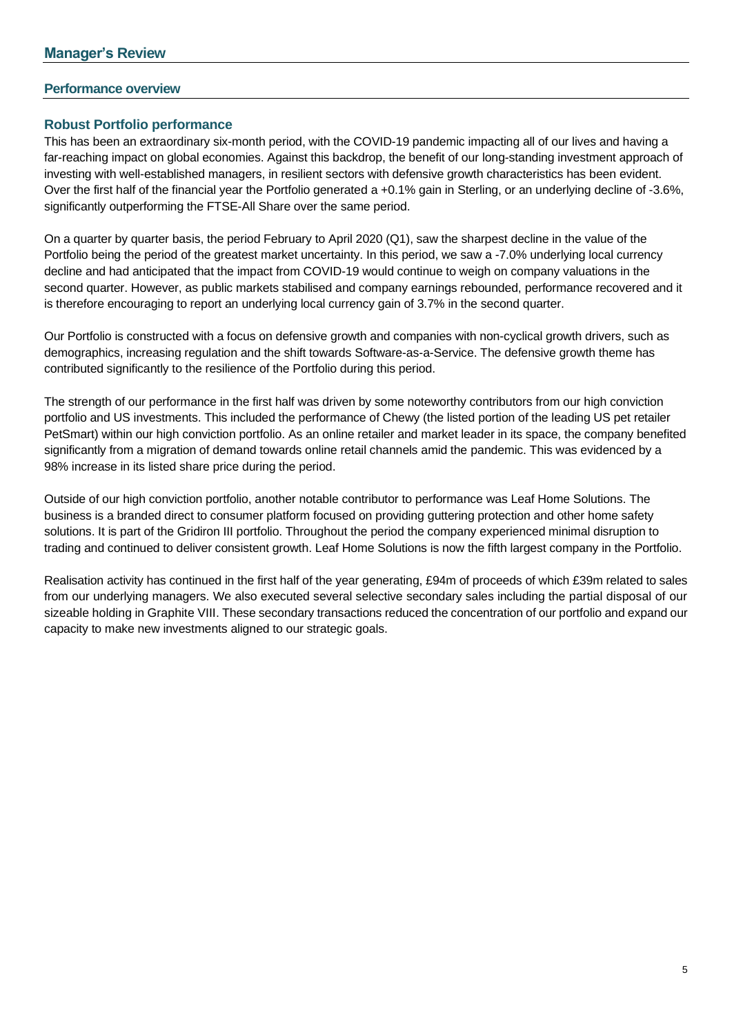# Manager's Review

## Performance overview

### Robust Portfolio performance

This has been an extraordinary six-month period, with the COVID-19 pandemic impacting all of our lives and having a far-reaching impact on global economies. Against this backdrop, the benefit of our long-standing investment approach of investing with well-established managers, in resilient sectors with defensive growth characteristics has been evident. Over the first half of the financial year the Portfolio generated a +0.1% gain in Sterling, or an underlying decline of -3.6%, significantly outperforming the FTSE-All Share over the same period.

On a quarter by quarter basis, the period February to April 2020 (Q1), saw the sharpest decline in the value of the Portfolio being the period of the greatest market uncertainty. In this period, we saw a -7.0% underlying local currency decline and had anticipated that the impact from COVID-19 would continue to weigh on company valuations in the second quarter. However, as public markets stabilised and company earnings rebounded, performance recovered and it is therefore encouraging to report an underlying local currency gain of 3.7% in the second quarter.

Our Portfolio is constructed with a focus on defensive growth and companies with non-cyclical growth drivers, such as demographics, increasing regulation and the shift towards Software-as-a-Service. The defensive growth theme has contributed significantly to the resilience of the Portfolio during this period.

The strength of our performance in the first half was driven by some noteworthy contributors from our high conviction portfolio and US investments. This included the performance of Chewy (the listed portion of the leading US pet retailer PetSmart) within our high conviction portfolio. As an online retailer and market leader in its space, the company benefited significantly from a migration of demand towards online retail channels amid the pandemic. This was evidenced by a 98% increase in its listed share price during the period.

Outside of our high conviction portfolio, another notable contributor to performance was Leaf Home Solutions. The business is a branded direct to consumer platform focused on providing guttering protection and other home safety solutions. It is part of the Gridiron III portfolio. Throughout the period the company experienced minimal disruption to trading and continued to deliver consistent growth. Leaf Home Solutions is now the fifth largest company in the Portfolio.

Realisation activity has continued in the first half of the year generating, £94m of proceeds of which £39m related to sales from our underlying managers. We also executed several selective secondary sales including the partial disposal of our sizeable holding in Graphite VIII. These secondary transactions reduced the concentration of our portfolio and expand our capacity to make new investments aligned to our strategic goals.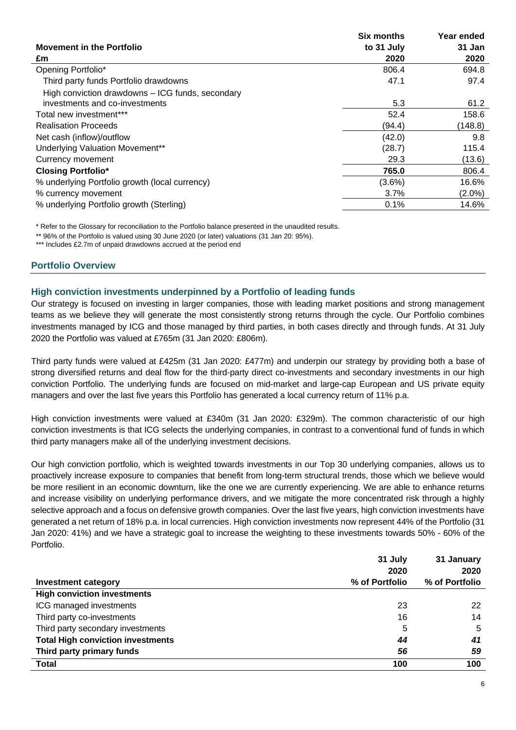| Movement in the Portfolio £m | Six months to 31 July 2020 | Year ended 31 Jan 2020 |
|---|---|---|
| Opening Portfolio* | 806.4 | 694.8 |
| Third party funds Portfolio drawdowns | 47.1 | 97.4 |
| High conviction drawdowns – ICG funds, secondary investments and co-investments | 5.3 | 61.2 |
| Total new investment*** | 52.4 | 158.6 |
| Realisation Proceeds | (94.4) | (148.8) |
| Net cash (inflow)/outflow | (42.0) | 9.8 |
| Underlying Valuation Movement** | (28.7) | 115.4 |
| Currency movement | 29.3 | (13.6) |
| **Closing Portfolio*** | **765.0** | 806.4 |
| % underlying Portfolio growth (local currency) | (3.6%) | 16.6% |
| % currency movement | 3.7% | (2.0%) |
| % underlying Portfolio growth (Sterling) | 0.1% | 14.6% |

* Refer to the Glossary for reconciliation to the Portfolio balance presented in the unaudited results.

** 96% of the Portfolio is valued using 30 June 2020 (or later) valuations (31 Jan 20: 95%).

*** Includes £2.7m of unpaid drawdowns accrued at the period end

## Portfolio Overview

### High conviction investments underpinned by a Portfolio of leading funds

Our strategy is focused on investing in larger companies, those with leading market positions and strong management teams as we believe they will generate the most consistently strong returns through the cycle. Our Portfolio combines investments managed by ICG and those managed by third parties, in both cases directly and through funds. At 31 July 2020 the Portfolio was valued at £765m (31 Jan 2020: £806m).

Third party funds were valued at £425m (31 Jan 2020: £477m) and underpin our strategy by providing both a base of strong diversified returns and deal flow for the third-party direct co-investments and secondary investments in our high conviction Portfolio. The underlying funds are focused on mid-market and large-cap European and US private equity managers and over the last five years this Portfolio has generated a local currency return of 11% p.a.

High conviction investments were valued at £340m (31 Jan 2020: £329m). The common characteristic of our high conviction investments is that ICG selects the underlying companies, in contrast to a conventional fund of funds in which third party managers make all of the underlying investment decisions.

Our high conviction portfolio, which is weighted towards investments in our Top 30 underlying companies, allows us to proactively increase exposure to companies that benefit from long-term structural trends, those which we believe would be more resilient in an economic downturn, like the one we are currently experiencing. We are able to enhance returns and increase visibility on underlying performance drivers, and we mitigate the more concentrated risk through a highly selective approach and a focus on defensive growth companies. Over the last five years, high conviction investments have generated a net return of 18% p.a. in local currencies. High conviction investments now represent 44% of the Portfolio (31 Jan 2020: 41%) and we have a strategic goal to increase the weighting to these investments towards 50% - 60% of the Portfolio.

| Investment category | 31 July 2020 % of Portfolio | 31 January 2020 % of Portfolio |
|---|---|---|
| **High conviction investments** | | |
| ICG managed investments | 23 | 22 |
| Third party co-investments | 16 | 14 |
| Third party secondary investments | 5 | 5 |
| **Total High conviction investments** | ***44*** | ***41*** |
| **Third party primary funds** | ***56*** | ***59*** |
| **Total** | **100** | **100** |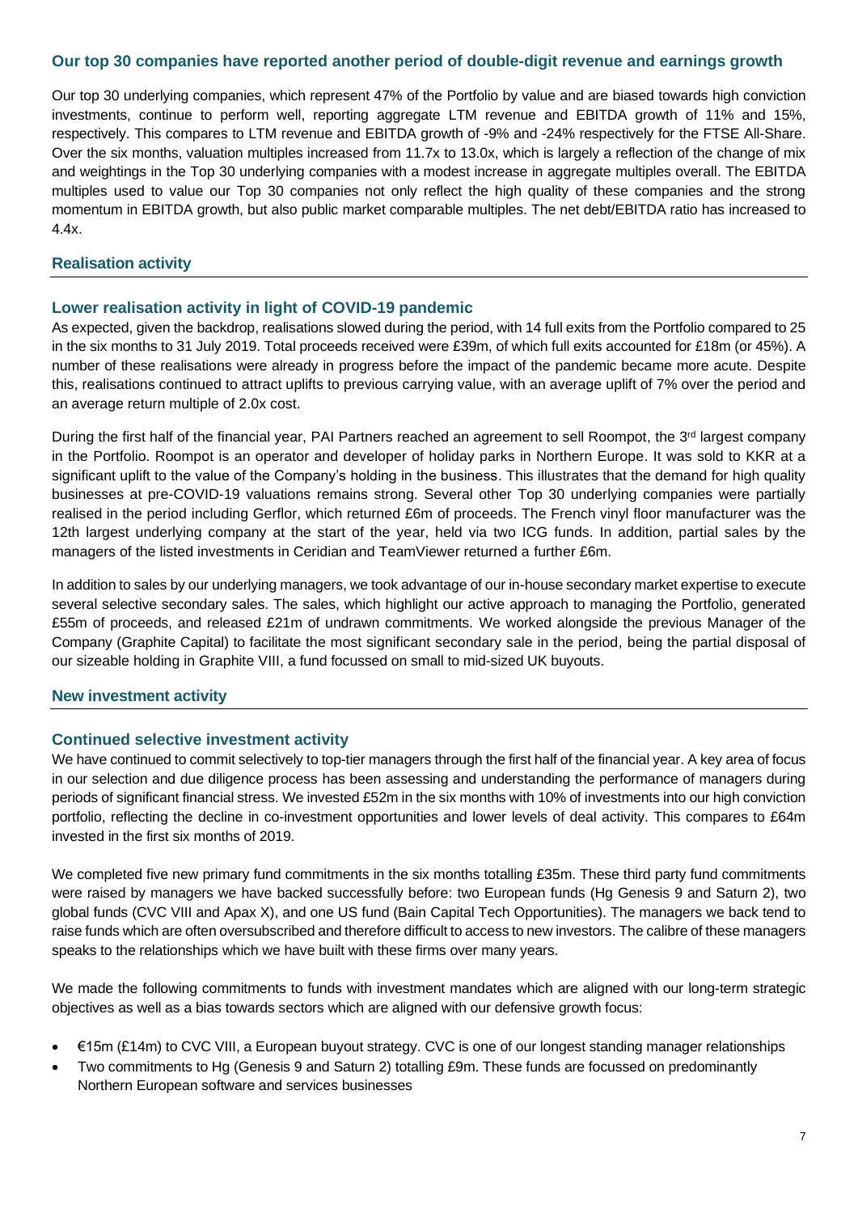## Our top 30 companies have reported another period of double-digit revenue and earnings growth

Our top 30 underlying companies, which represent 47% of the Portfolio by value and are biased towards high conviction investments, continue to perform well, reporting aggregate LTM revenue and EBITDA growth of 11% and 15%, respectively. This compares to LTM revenue and EBITDA growth of -9% and -24% respectively for the FTSE All-Share. Over the six months, valuation multiples increased from 11.7x to 13.0x, which is largely a reflection of the change of mix and weightings in the Top 30 underlying companies with a modest increase in aggregate multiples overall. The EBITDA multiples used to value our Top 30 companies not only reflect the high quality of these companies and the strong momentum in EBITDA growth, but also public market comparable multiples. The net debt/EBITDA ratio has increased to 4.4x.

## Realisation activity

### Lower realisation activity in light of COVID-19 pandemic

As expected, given the backdrop, realisations slowed during the period, with 14 full exits from the Portfolio compared to 25 in the six months to 31 July 2019. Total proceeds received were £39m, of which full exits accounted for £18m (or 45%). A number of these realisations were already in progress before the impact of the pandemic became more acute. Despite this, realisations continued to attract uplifts to previous carrying value, with an average uplift of 7% over the period and an average return multiple of 2.0x cost.

During the first half of the financial year, PAI Partners reached an agreement to sell Roompot, the 3rd largest company in the Portfolio. Roompot is an operator and developer of holiday parks in Northern Europe. It was sold to KKR at a significant uplift to the value of the Company's holding in the business. This illustrates that the demand for high quality businesses at pre-COVID-19 valuations remains strong. Several other Top 30 underlying companies were partially realised in the period including Gerflor, which returned £6m of proceeds. The French vinyl floor manufacturer was the 12th largest underlying company at the start of the year, held via two ICG funds. In addition, partial sales by the managers of the listed investments in Ceridian and TeamViewer returned a further £6m.

In addition to sales by our underlying managers, we took advantage of our in-house secondary market expertise to execute several selective secondary sales. The sales, which highlight our active approach to managing the Portfolio, generated £55m of proceeds, and released £21m of undrawn commitments. We worked alongside the previous Manager of the Company (Graphite Capital) to facilitate the most significant secondary sale in the period, being the partial disposal of our sizeable holding in Graphite VIII, a fund focussed on small to mid-sized UK buyouts.

## New investment activity

### Continued selective investment activity

We have continued to commit selectively to top-tier managers through the first half of the financial year. A key area of focus in our selection and due diligence process has been assessing and understanding the performance of managers during periods of significant financial stress. We invested £52m in the six months with 10% of investments into our high conviction portfolio, reflecting the decline in co-investment opportunities and lower levels of deal activity. This compares to £64m invested in the first six months of 2019.

We completed five new primary fund commitments in the six months totalling £35m. These third party fund commitments were raised by managers we have backed successfully before: two European funds (Hg Genesis 9 and Saturn 2), two global funds (CVC VIII and Apax X), and one US fund (Bain Capital Tech Opportunities). The managers we back tend to raise funds which are often oversubscribed and therefore difficult to access to new investors. The calibre of these managers speaks to the relationships which we have built with these firms over many years.

We made the following commitments to funds with investment mandates which are aligned with our long-term strategic objectives as well as a bias towards sectors which are aligned with our defensive growth focus:

- €15m (£14m) to CVC VIII, a European buyout strategy. CVC is one of our longest standing manager relationships
- Two commitments to Hg (Genesis 9 and Saturn 2) totalling £9m. These funds are focussed on predominantly Northern European software and services businesses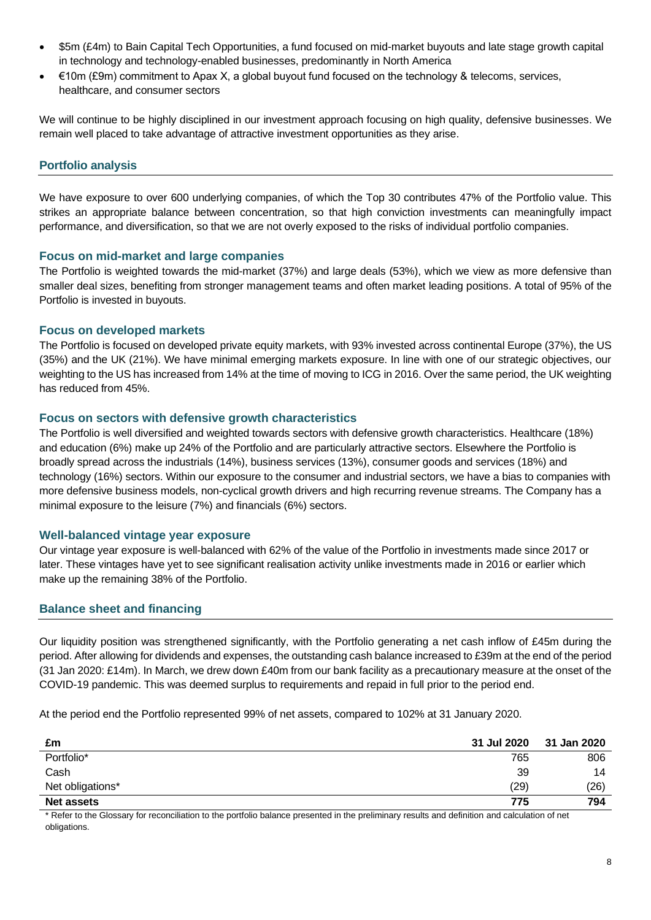- $5m (£4m) to Bain Capital Tech Opportunities, a fund focused on mid-market buyouts and late stage growth capital in technology and technology-enabled businesses, predominantly in North America
- €10m (£9m) commitment to Apax X, a global buyout fund focused on the technology & telecoms, services, healthcare, and consumer sectors

We will continue to be highly disciplined in our investment approach focusing on high quality, defensive businesses. We remain well placed to take advantage of attractive investment opportunities as they arise.

## Portfolio analysis

We have exposure to over 600 underlying companies, of which the Top 30 contributes 47% of the Portfolio value. This strikes an appropriate balance between concentration, so that high conviction investments can meaningfully impact performance, and diversification, so that we are not overly exposed to the risks of individual portfolio companies.

### Focus on mid-market and large companies

The Portfolio is weighted towards the mid-market (37%) and large deals (53%), which we view as more defensive than smaller deal sizes, benefiting from stronger management teams and often market leading positions. A total of 95% of the Portfolio is invested in buyouts.

### Focus on developed markets

The Portfolio is focused on developed private equity markets, with 93% invested across continental Europe (37%), the US (35%) and the UK (21%). We have minimal emerging markets exposure. In line with one of our strategic objectives, our weighting to the US has increased from 14% at the time of moving to ICG in 2016. Over the same period, the UK weighting has reduced from 45%.

### Focus on sectors with defensive growth characteristics

The Portfolio is well diversified and weighted towards sectors with defensive growth characteristics. Healthcare (18%) and education (6%) make up 24% of the Portfolio and are particularly attractive sectors. Elsewhere the Portfolio is broadly spread across the industrials (14%), business services (13%), consumer goods and services (18%) and technology (16%) sectors. Within our exposure to the consumer and industrial sectors, we have a bias to companies with more defensive business models, non-cyclical growth drivers and high recurring revenue streams. The Company has a minimal exposure to the leisure (7%) and financials (6%) sectors.

### Well-balanced vintage year exposure

Our vintage year exposure is well-balanced with 62% of the value of the Portfolio in investments made since 2017 or later. These vintages have yet to see significant realisation activity unlike investments made in 2016 or earlier which make up the remaining 38% of the Portfolio.

## Balance sheet and financing

Our liquidity position was strengthened significantly, with the Portfolio generating a net cash inflow of £45m during the period. After allowing for dividends and expenses, the outstanding cash balance increased to £39m at the end of the period (31 Jan 2020: £14m). In March, we drew down £40m from our bank facility as a precautionary measure at the onset of the COVID-19 pandemic. This was deemed surplus to requirements and repaid in full prior to the period end.

At the period end the Portfolio represented 99% of net assets, compared to 102% at 31 January 2020.

| £m | 31 Jul 2020 | 31 Jan 2020 |
|---|---|---|
| Portfolio* | 765 | 806 |
| Cash | 39 | 14 |
| Net obligations* | (29) | (26) |
| **Net assets** | **775** | **794** |

* Refer to the Glossary for reconciliation to the portfolio balance presented in the preliminary results and definition and calculation of net obligations.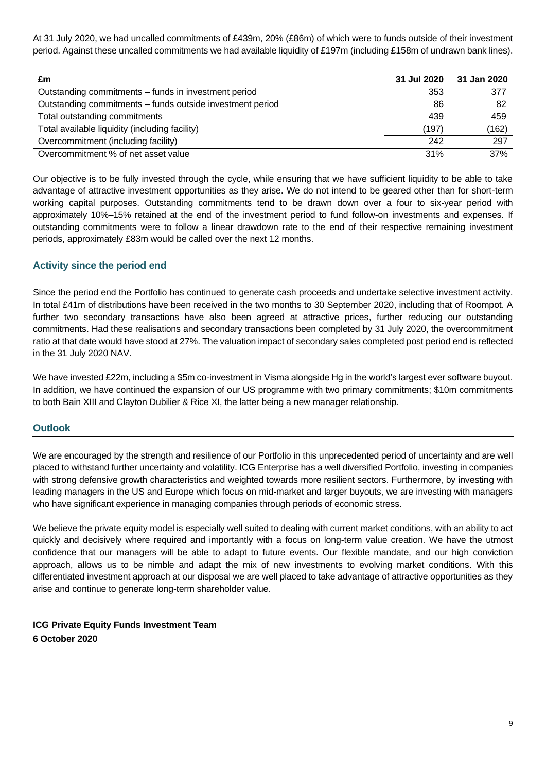At 31 July 2020, we had uncalled commitments of £439m, 20% (£86m) of which were to funds outside of their investment period. Against these uncalled commitments we had available liquidity of £197m (including £158m of undrawn bank lines).

| £m | 31 Jul 2020 | 31 Jan 2020 |
|---|---|---|
| Outstanding commitments – funds in investment period | 353 | 377 |
| Outstanding commitments – funds outside investment period | 86 | 82 |
| Total outstanding commitments | 439 | 459 |
| Total available liquidity (including facility) | (197) | (162) |
| Overcommitment (including facility) | 242 | 297 |
| Overcommitment % of net asset value | 31% | 37% |

Our objective is to be fully invested through the cycle, while ensuring that we have sufficient liquidity to be able to take advantage of attractive investment opportunities as they arise. We do not intend to be geared other than for short-term working capital purposes. Outstanding commitments tend to be drawn down over a four to six-year period with approximately 10%–15% retained at the end of the investment period to fund follow-on investments and expenses. If outstanding commitments were to follow a linear drawdown rate to the end of their respective remaining investment periods, approximately £83m would be called over the next 12 months.

## Activity since the period end

Since the period end the Portfolio has continued to generate cash proceeds and undertake selective investment activity. In total £41m of distributions have been received in the two months to 30 September 2020, including that of Roompot. A further two secondary transactions have also been agreed at attractive prices, further reducing our outstanding commitments. Had these realisations and secondary transactions been completed by 31 July 2020, the overcommitment ratio at that date would have stood at 27%. The valuation impact of secondary sales completed post period end is reflected in the 31 July 2020 NAV.

We have invested £22m, including a $5m co-investment in Visma alongside Hg in the world's largest ever software buyout. In addition, we have continued the expansion of our US programme with two primary commitments; $10m commitments to both Bain XIII and Clayton Dubilier & Rice XI, the latter being a new manager relationship.

## Outlook

We are encouraged by the strength and resilience of our Portfolio in this unprecedented period of uncertainty and are well placed to withstand further uncertainty and volatility. ICG Enterprise has a well diversified Portfolio, investing in companies with strong defensive growth characteristics and weighted towards more resilient sectors. Furthermore, by investing with leading managers in the US and Europe which focus on mid-market and larger buyouts, we are investing with managers who have significant experience in managing companies through periods of economic stress.

We believe the private equity model is especially well suited to dealing with current market conditions, with an ability to act quickly and decisively where required and importantly with a focus on long-term value creation. We have the utmost confidence that our managers will be able to adapt to future events. Our flexible mandate, and our high conviction approach, allows us to be nimble and adapt the mix of new investments to evolving market conditions. With this differentiated investment approach at our disposal we are well placed to take advantage of attractive opportunities as they arise and continue to generate long-term shareholder value.

**ICG Private Equity Funds Investment Team**
**6 October 2020**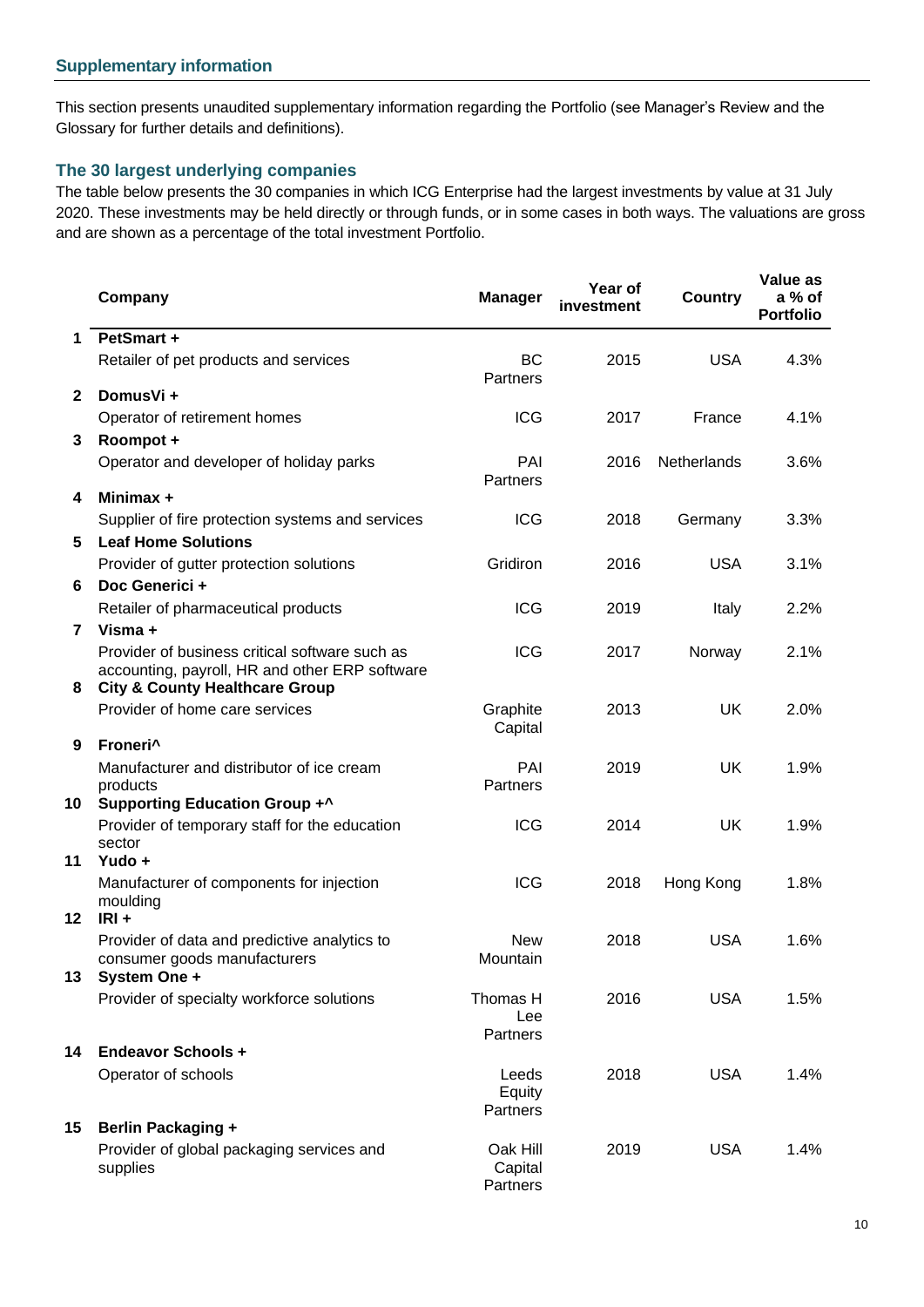## Supplementary information

This section presents unaudited supplementary information regarding the Portfolio (see Manager's Review and the Glossary for further details and definitions).

### The 30 largest underlying companies

The table below presents the 30 companies in which ICG Enterprise had the largest investments by value at 31 July 2020. These investments may be held directly or through funds, or in some cases in both ways. The valuations are gross and are shown as a percentage of the total investment Portfolio.

| | Company | Manager | Year of investment | Country | Value as a % of Portfolio |
|---|---|---|---|---|---|
| 1 | **PetSmart +** | | | | |
| | Retailer of pet products and services | BC Partners | 2015 | USA | 4.3% |
| 2 | **DomusVi +** | | | | |
| | Operator of retirement homes | ICG | 2017 | France | 4.1% |
| 3 | **Roompot +** | | | | |
| | Operator and developer of holiday parks | PAI Partners | 2016 | Netherlands | 3.6% |
| 4 | **Minimax +** | | | | |
| | Supplier of fire protection systems and services | ICG | 2018 | Germany | 3.3% |
| 5 | **Leaf Home Solutions** | | | | |
| | Provider of gutter protection solutions | Gridiron | 2016 | USA | 3.1% |
| 6 | **Doc Generici +** | | | | |
| | Retailer of pharmaceutical products | ICG | 2019 | Italy | 2.2% |
| 7 | **Visma +** | | | | |
| | Provider of business critical software such as accounting, payroll, HR and other ERP software | ICG | 2017 | Norway | 2.1% |
| 8 | **City & County Healthcare Group** | | | | |
| | Provider of home care services | Graphite Capital | 2013 | UK | 2.0% |
| 9 | **Froneri^** | | | | |
| | Manufacturer and distributor of ice cream products | PAI Partners | 2019 | UK | 1.9% |
| 10 | **Supporting Education Group +^** | | | | |
| | Provider of temporary staff for the education sector | ICG | 2014 | UK | 1.9% |
| 11 | **Yudo +** | | | | |
| | Manufacturer of components for injection moulding | ICG | 2018 | Hong Kong | 1.8% |
| 12 | **IRI +** | | | | |
| | Provider of data and predictive analytics to consumer goods manufacturers | New Mountain | 2018 | USA | 1.6% |
| 13 | **System One +** | | | | |
| | Provider of specialty workforce solutions | Thomas H Lee Partners | 2016 | USA | 1.5% |
| 14 | **Endeavor Schools +** | | | | |
| | Operator of schools | Leeds Equity Partners | 2018 | USA | 1.4% |
| 15 | **Berlin Packaging +** | | | | |
| | Provider of global packaging services and supplies | Oak Hill Capital Partners | 2019 | USA | 1.4% |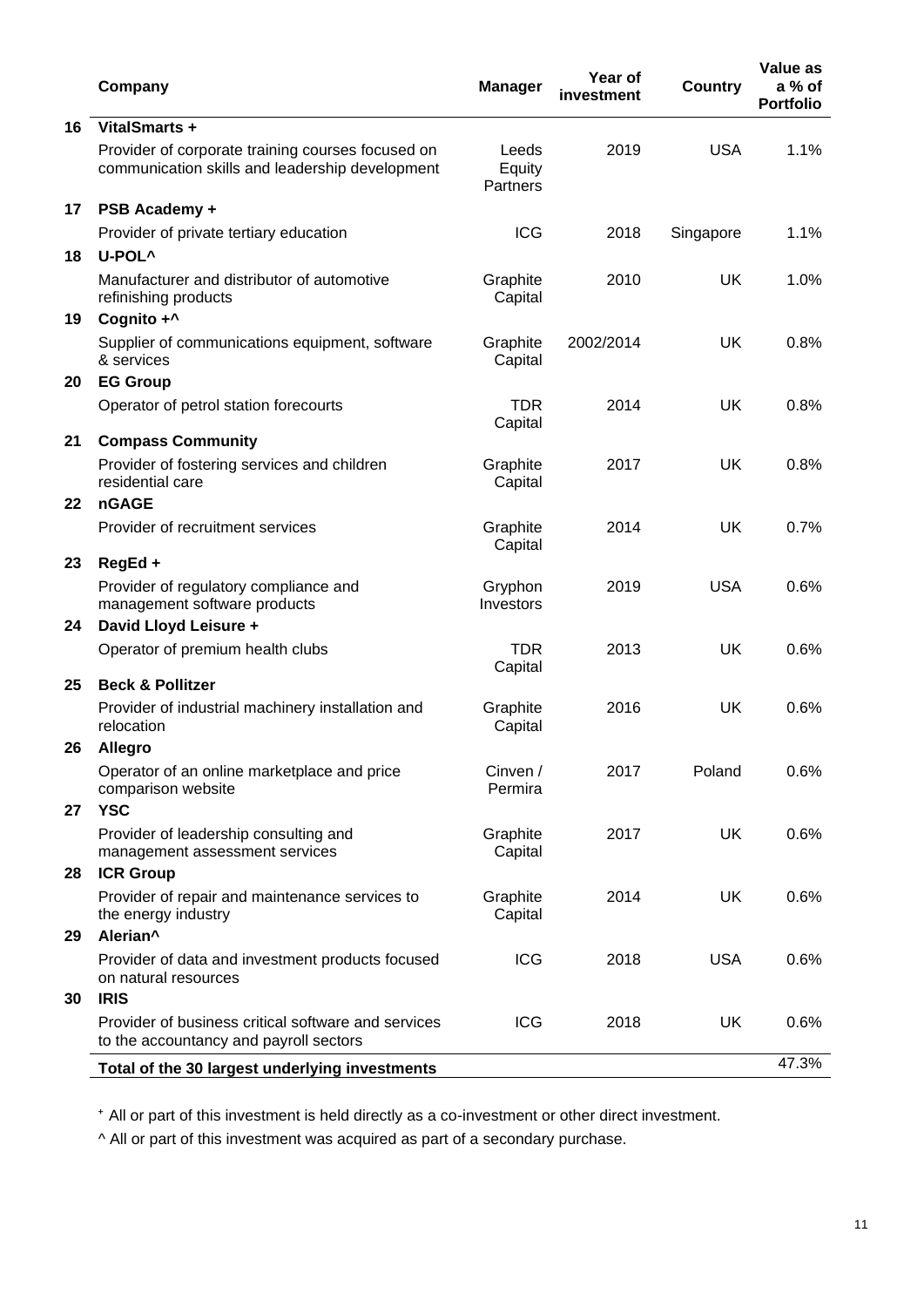| | Company | Manager | Year of investment | Country | Value as a % of Portfolio |
|---|---|---|---|---|---|
| 16 | **VitalSmarts +** | | | | |
| | Provider of corporate training courses focused on communication skills and leadership development | Leeds Equity Partners | 2019 | USA | 1.1% |
| 17 | **PSB Academy +** | | | | |
| | Provider of private tertiary education | ICG | 2018 | Singapore | 1.1% |
| 18 | **U-POL^** | | | | |
| | Manufacturer and distributor of automotive refinishing products | Graphite Capital | 2010 | UK | 1.0% |
| 19 | **Cognito +^** | | | | |
| | Supplier of communications equipment, software & services | Graphite Capital | 2002/2014 | UK | 0.8% |
| 20 | **EG Group** | | | | |
| | Operator of petrol station forecourts | TDR Capital | 2014 | UK | 0.8% |
| 21 | **Compass Community** | | | | |
| | Provider of fostering services and children residential care | Graphite Capital | 2017 | UK | 0.8% |
| 22 | **nGAGE** | | | | |
| | Provider of recruitment services | Graphite Capital | 2014 | UK | 0.7% |
| 23 | **RegEd +** | | | | |
| | Provider of regulatory compliance and management software products | Gryphon Investors | 2019 | USA | 0.6% |
| 24 | **David Lloyd Leisure +** | | | | |
| | Operator of premium health clubs | TDR Capital | 2013 | UK | 0.6% |
| 25 | **Beck & Pollitzer** | | | | |
| | Provider of industrial machinery installation and relocation | Graphite Capital | 2016 | UK | 0.6% |
| 26 | **Allegro** | | | | |
| | Operator of an online marketplace and price comparison website | Cinven / Permira | 2017 | Poland | 0.6% |
| 27 | **YSC** | | | | |
| | Provider of leadership consulting and management assessment services | Graphite Capital | 2017 | UK | 0.6% |
| 28 | **ICR Group** | | | | |
| | Provider of repair and maintenance services to the energy industry | Graphite Capital | 2014 | UK | 0.6% |
| 29 | **Alerian^** | | | | |
| | Provider of data and investment products focused on natural resources | ICG | 2018 | USA | 0.6% |
| 30 | **IRIS** | | | | |
| | Provider of business critical software and services to the accountancy and payroll sectors | ICG | 2018 | UK | 0.6% |
| | **Total of the 30 largest underlying investments** | | | | 47.3% |

+ All or part of this investment is held directly as a co-investment or other direct investment.

^ All or part of this investment was acquired as part of a secondary purchase.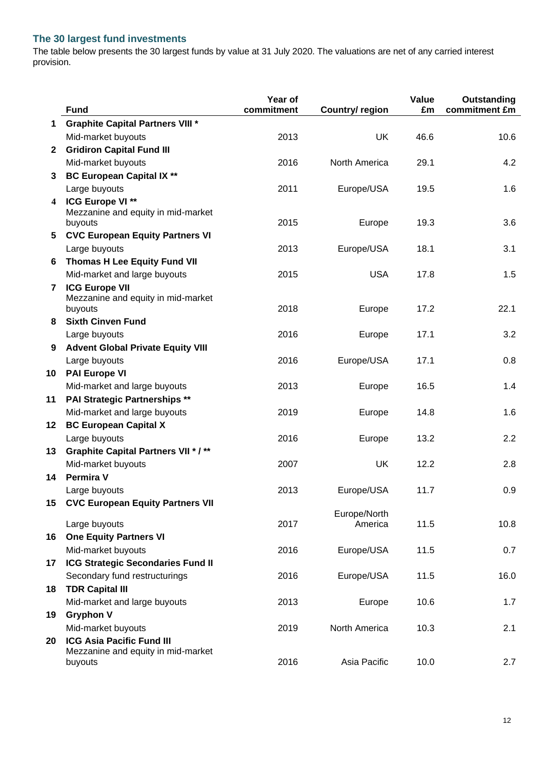## The 30 largest fund investments

The table below presents the 30 largest funds by value at 31 July 2020. The valuations are net of any carried interest provision.

| | Fund | Year of commitment | Country/ region | Value £m | Outstanding commitment £m |
|---|---|---|---|---|---|
| 1 | **Graphite Capital Partners VIII *** | | | | |
| | Mid-market buyouts | 2013 | UK | 46.6 | 10.6 |
| 2 | **Gridiron Capital Fund III** | | | | |
| | Mid-market buyouts | 2016 | North America | 29.1 | 4.2 |
| 3 | **BC European Capital IX **** | | | | |
| | Large buyouts | 2011 | Europe/USA | 19.5 | 1.6 |
| 4 | **ICG Europe VI **** | | | | |
| | Mezzanine and equity in mid-market buyouts | 2015 | Europe | 19.3 | 3.6 |
| 5 | **CVC European Equity Partners VI** | | | | |
| | Large buyouts | 2013 | Europe/USA | 18.1 | 3.1 |
| 6 | **Thomas H Lee Equity Fund VII** | | | | |
| | Mid-market and large buyouts | 2015 | USA | 17.8 | 1.5 |
| 7 | **ICG Europe VII** | | | | |
| | Mezzanine and equity in mid-market buyouts | 2018 | Europe | 17.2 | 22.1 |
| 8 | **Sixth Cinven Fund** | | | | |
| | Large buyouts | 2016 | Europe | 17.1 | 3.2 |
| 9 | **Advent Global Private Equity VIII** | | | | |
| | Large buyouts | 2016 | Europe/USA | 17.1 | 0.8 |
| 10 | **PAI Europe VI** | | | | |
| | Mid-market and large buyouts | 2013 | Europe | 16.5 | 1.4 |
| 11 | **PAI Strategic Partnerships **** | | | | |
| | Mid-market and large buyouts | 2019 | Europe | 14.8 | 1.6 |
| 12 | **BC European Capital X** | | | | |
| | Large buyouts | 2016 | Europe | 13.2 | 2.2 |
| 13 | **Graphite Capital Partners VII * / **** | | | | |
| | Mid-market buyouts | 2007 | UK | 12.2 | 2.8 |
| 14 | **Permira V** | | | | |
| | Large buyouts | 2013 | Europe/USA | 11.7 | 0.9 |
| 15 | **CVC European Equity Partners VII** | | | | |
| | Large buyouts | 2017 | Europe/North America | 11.5 | 10.8 |
| 16 | **One Equity Partners VI** | | | | |
| | Mid-market buyouts | 2016 | Europe/USA | 11.5 | 0.7 |
| 17 | **ICG Strategic Secondaries Fund II** | | | | |
| | Secondary fund restructurings | 2016 | Europe/USA | 11.5 | 16.0 |
| 18 | **TDR Capital III** | | | | |
| | Mid-market and large buyouts | 2013 | Europe | 10.6 | 1.7 |
| 19 | **Gryphon V** | | | | |
| | Mid-market buyouts | 2019 | North America | 10.3 | 2.1 |
| 20 | **ICG Asia Pacific Fund III** | | | | |
| | Mezzanine and equity in mid-market buyouts | 2016 | Asia Pacific | 10.0 | 2.7 |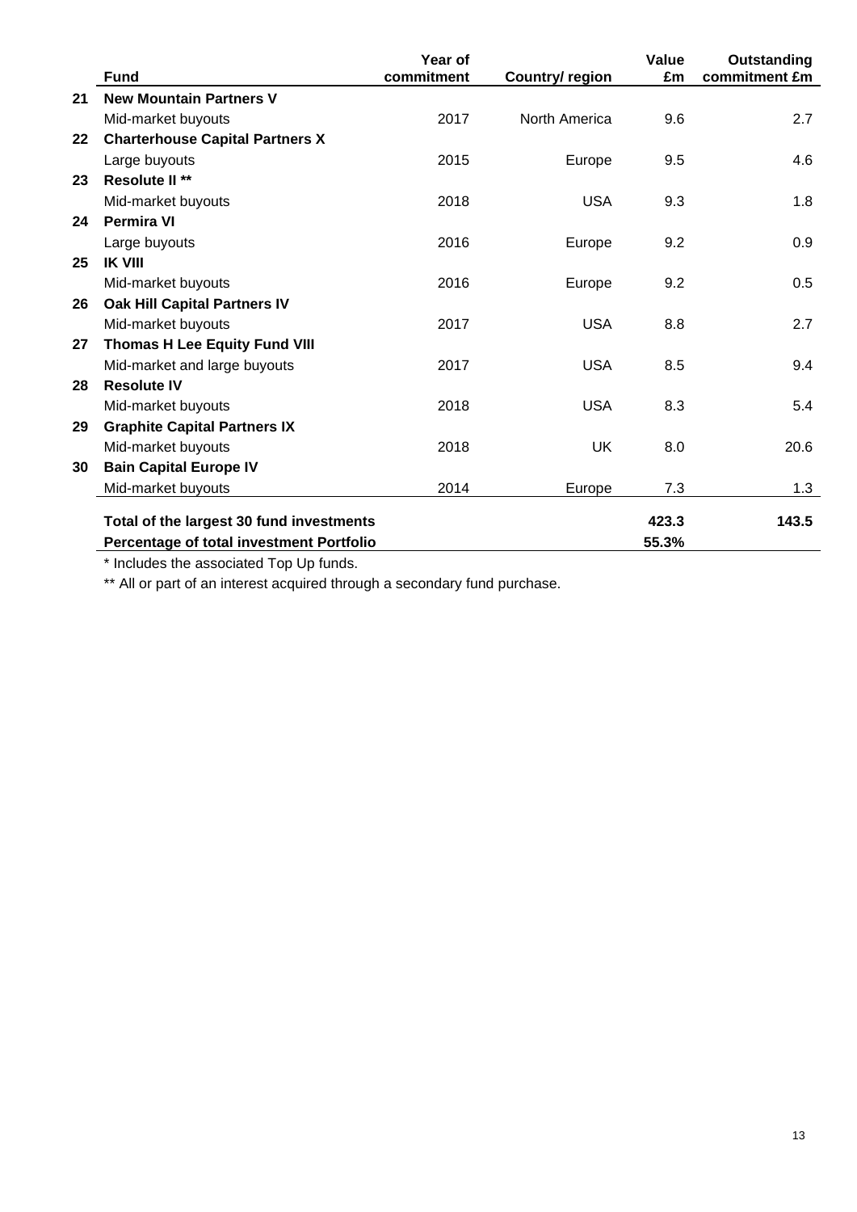| | Fund | Year of commitment | Country/ region | Value £m | Outstanding commitment £m |
|---|---|---|---|---|---|
| 21 | **New Mountain Partners V** | | | | |
| | Mid-market buyouts | 2017 | North America | 9.6 | 2.7 |
| 22 | **Charterhouse Capital Partners X** | | | | |
| | Large buyouts | 2015 | Europe | 9.5 | 4.6 |
| 23 | **Resolute II** ** | | | | |
| | Mid-market buyouts | 2018 | USA | 9.3 | 1.8 |
| 24 | **Permira VI** | | | | |
| | Large buyouts | 2016 | Europe | 9.2 | 0.9 |
| 25 | **IK VIII** | | | | |
| | Mid-market buyouts | 2016 | Europe | 9.2 | 0.5 |
| 26 | **Oak Hill Capital Partners IV** | | | | |
| | Mid-market buyouts | 2017 | USA | 8.8 | 2.7 |
| 27 | **Thomas H Lee Equity Fund VIII** | | | | |
| | Mid-market and large buyouts | 2017 | USA | 8.5 | 9.4 |
| 28 | **Resolute IV** | | | | |
| | Mid-market buyouts | 2018 | USA | 8.3 | 5.4 |
| 29 | **Graphite Capital Partners IX** | | | | |
| | Mid-market buyouts | 2018 | UK | 8.0 | 20.6 |
| 30 | **Bain Capital Europe IV** | | | | |
| | Mid-market buyouts | 2014 | Europe | 7.3 | 1.3 |
| | **Total of the largest 30 fund investments** | | | **423.3** | **143.5** |
| | **Percentage of total investment Portfolio** | | | **55.3%** | |

\* Includes the associated Top Up funds.

** All or part of an interest acquired through a secondary fund purchase.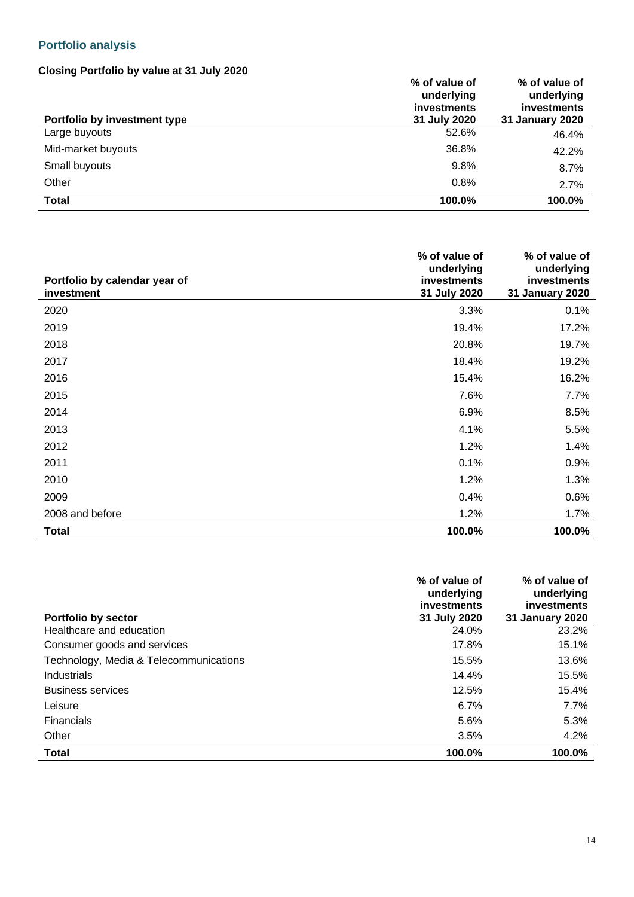## Portfolio analysis

### Closing Portfolio by value at 31 July 2020

| Portfolio by investment type | % of value of underlying investments 31 July 2020 | % of value of underlying investments 31 January 2020 |
|---|---|---|
| Large buyouts | 52.6% | 46.4% |
| Mid-market buyouts | 36.8% | 42.2% |
| Small buyouts | 9.8% | 8.7% |
| Other | 0.8% | 2.7% |
| **Total** | **100.0%** | **100.0%** |

| Portfolio by calendar year of investment | % of value of underlying investments 31 July 2020 | % of value of underlying investments 31 January 2020 |
|---|---|---|
| 2020 | 3.3% | 0.1% |
| 2019 | 19.4% | 17.2% |
| 2018 | 20.8% | 19.7% |
| 2017 | 18.4% | 19.2% |
| 2016 | 15.4% | 16.2% |
| 2015 | 7.6% | 7.7% |
| 2014 | 6.9% | 8.5% |
| 2013 | 4.1% | 5.5% |
| 2012 | 1.2% | 1.4% |
| 2011 | 0.1% | 0.9% |
| 2010 | 1.2% | 1.3% |
| 2009 | 0.4% | 0.6% |
| 2008 and before | 1.2% | 1.7% |
| **Total** | **100.0%** | **100.0%** |

| Portfolio by sector | % of value of underlying investments 31 July 2020 | % of value of underlying investments 31 January 2020 |
|---|---|---|
| Healthcare and education | 24.0% | 23.2% |
| Consumer goods and services | 17.8% | 15.1% |
| Technology, Media & Telecommunications | 15.5% | 13.6% |
| Industrials | 14.4% | 15.5% |
| Business services | 12.5% | 15.4% |
| Leisure | 6.7% | 7.7% |
| Financials | 5.6% | 5.3% |
| Other | 3.5% | 4.2% |
| **Total** | **100.0%** | **100.0%** |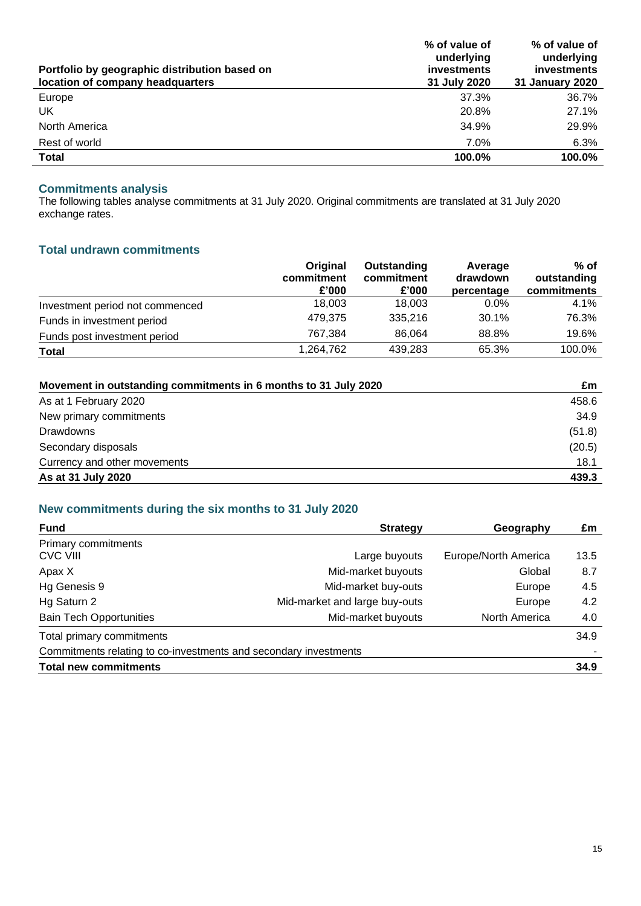| Portfolio by geographic distribution based on location of company headquarters | % of value of underlying investments 31 July 2020 | % of value of underlying investments 31 January 2020 |
|---|---|---|
| Europe | 37.3% | 36.7% |
| UK | 20.8% | 27.1% |
| North America | 34.9% | 29.9% |
| Rest of world | 7.0% | 6.3% |
| **Total** | **100.0%** | **100.0%** |

## Commitments analysis

The following tables analyse commitments at 31 July 2020. Original commitments are translated at 31 July 2020 exchange rates.

## Total undrawn commitments

| | Original commitment £'000 | Outstanding commitment £'000 | Average drawdown percentage | % of outstanding commitments |
|---|---|---|---|---|
| Investment period not commenced | 18,003 | 18,003 | 0.0% | 4.1% |
| Funds in investment period | 479,375 | 335,216 | 30.1% | 76.3% |
| Funds post investment period | 767,384 | 86,064 | 88.8% | 19.6% |
| **Total** | 1,264,762 | 439,283 | 65.3% | 100.0% |

| Movement in outstanding commitments in 6 months to 31 July 2020 | £m |
|---|---|
| As at 1 February 2020 | 458.6 |
| New primary commitments | 34.9 |
| Drawdowns | (51.8) |
| Secondary disposals | (20.5) |
| Currency and other movements | 18.1 |
| **As at 31 July 2020** | **439.3** |

## New commitments during the six months to 31 July 2020

| Fund | Strategy | Geography | £m |
|---|---|---|---|
| Primary commitments | | | |
| CVC VIII | Large buyouts | Europe/North America | 13.5 |
| Apax X | Mid-market buyouts | Global | 8.7 |
| Hg Genesis 9 | Mid-market buy-outs | Europe | 4.5 |
| Hg Saturn 2 | Mid-market and large buy-outs | Europe | 4.2 |
| Bain Tech Opportunities | Mid-market buyouts | North America | 4.0 |
| Total primary commitments | | | 34.9 |
| Commitments relating to co-investments and secondary investments | | | - |
| **Total new commitments** | | | **34.9** |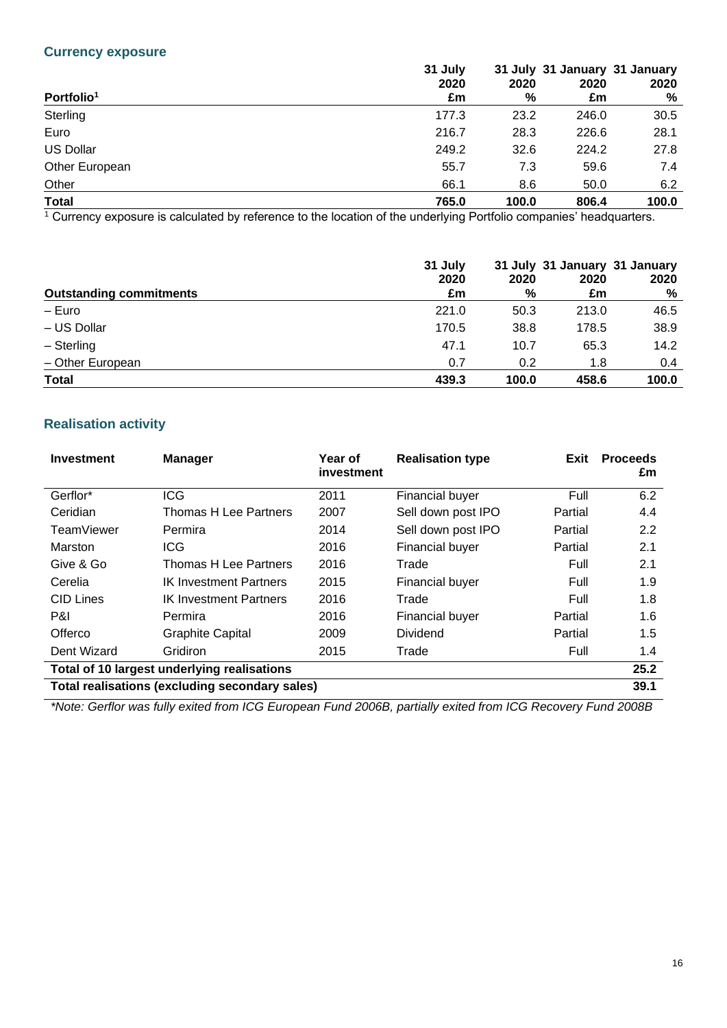### Currency exposure

| Portfolio[1] | 31 July 2020 £m | 31 July 2020 % | 31 January 2020 £m | 31 January 2020 % |
|---|---|---|---|---|
| Sterling | 177.3 | 23.2 | 246.0 | 30.5 |
| Euro | 216.7 | 28.3 | 226.6 | 28.1 |
| US Dollar | 249.2 | 32.6 | 224.2 | 27.8 |
| Other European | 55.7 | 7.3 | 59.6 | 7.4 |
| Other | 66.1 | 8.6 | 50.0 | 6.2 |
| **Total** | **765.0** | **100.0** | **806.4** | **100.0** |

[1] Currency exposure is calculated by reference to the location of the underlying Portfolio companies' headquarters.

| Outstanding commitments | 31 July 2020 £m | 31 July 2020 % | 31 January 2020 £m | 31 January 2020 % |
|---|---|---|---|---|
| – Euro | 221.0 | 50.3 | 213.0 | 46.5 |
| – US Dollar | 170.5 | 38.8 | 178.5 | 38.9 |
| – Sterling | 47.1 | 10.7 | 65.3 | 14.2 |
| – Other European | 0.7 | 0.2 | 1.8 | 0.4 |
| **Total** | **439.3** | **100.0** | **458.6** | **100.0** |

### Realisation activity

| Investment | Manager | Year of investment | Realisation type | Exit | Proceeds £m |
|---|---|---|---|---|---|
| Gerflor* | ICG | 2011 | Financial buyer | Full | 6.2 |
| Ceridian | Thomas H Lee Partners | 2007 | Sell down post IPO | Partial | 4.4 |
| TeamViewer | Permira | 2014 | Sell down post IPO | Partial | 2.2 |
| Marston | ICG | 2016 | Financial buyer | Partial | 2.1 |
| Give & Go | Thomas H Lee Partners | 2016 | Trade | Full | 2.1 |
| Cerelia | IK Investment Partners | 2015 | Financial buyer | Full | 1.9 |
| CID Lines | IK Investment Partners | 2016 | Trade | Full | 1.8 |
| P&I | Permira | 2016 | Financial buyer | Partial | 1.6 |
| Offerco | Graphite Capital | 2009 | Dividend | Partial | 1.5 |
| Dent Wizard | Gridiron | 2015 | Trade | Full | 1.4 |
| **Total of 10 largest underlying realisations** | | | | | **25.2** |
| **Total realisations (excluding secondary sales)** | | | | | **39.1** |

*\*Note: Gerflor was fully exited from ICG European Fund 2006B, partially exited from ICG Recovery Fund 2008B*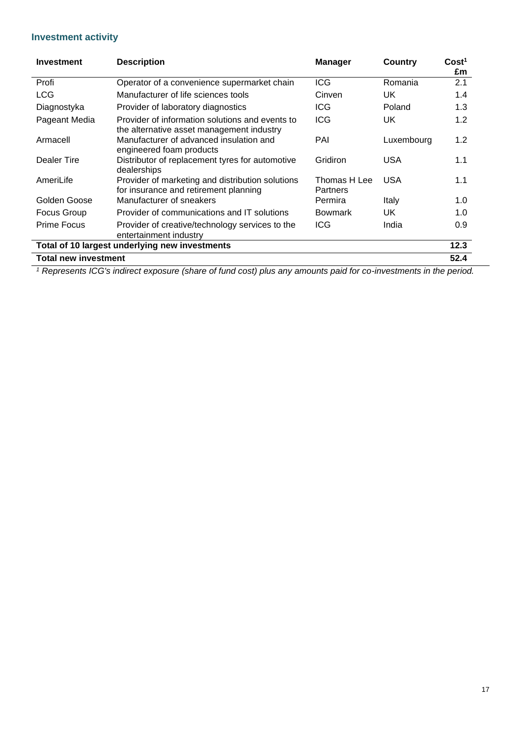## Investment activity

| Investment | Description | Manager | Country | Cost[1] £m |
|---|---|---|---|---|
| Profi | Operator of a convenience supermarket chain | ICG | Romania | 2.1 |
| LCG | Manufacturer of life sciences tools | Cinven | UK | 1.4 |
| Diagnostyka | Provider of laboratory diagnostics | ICG | Poland | 1.3 |
| Pageant Media | Provider of information solutions and events to the alternative asset management industry | ICG | UK | 1.2 |
| Armacell | Manufacturer of advanced insulation and engineered foam products | PAI | Luxembourg | 1.2 |
| Dealer Tire | Distributor of replacement tyres for automotive dealerships | Gridiron | USA | 1.1 |
| AmeriLife | Provider of marketing and distribution solutions for insurance and retirement planning | Thomas H Lee Partners | USA | 1.1 |
| Golden Goose | Manufacturer of sneakers | Permira | Italy | 1.0 |
| Focus Group | Provider of communications and IT solutions | Bowmark | UK | 1.0 |
| Prime Focus | Provider of creative/technology services to the entertainment industry | ICG | India | 0.9 |
| **Total of 10 largest underlying new investments** | | | | **12.3** |
| **Total new investment** | | | | **52.4** |

*[1] Represents ICG's indirect exposure (share of fund cost) plus any amounts paid for co-investments in the period.*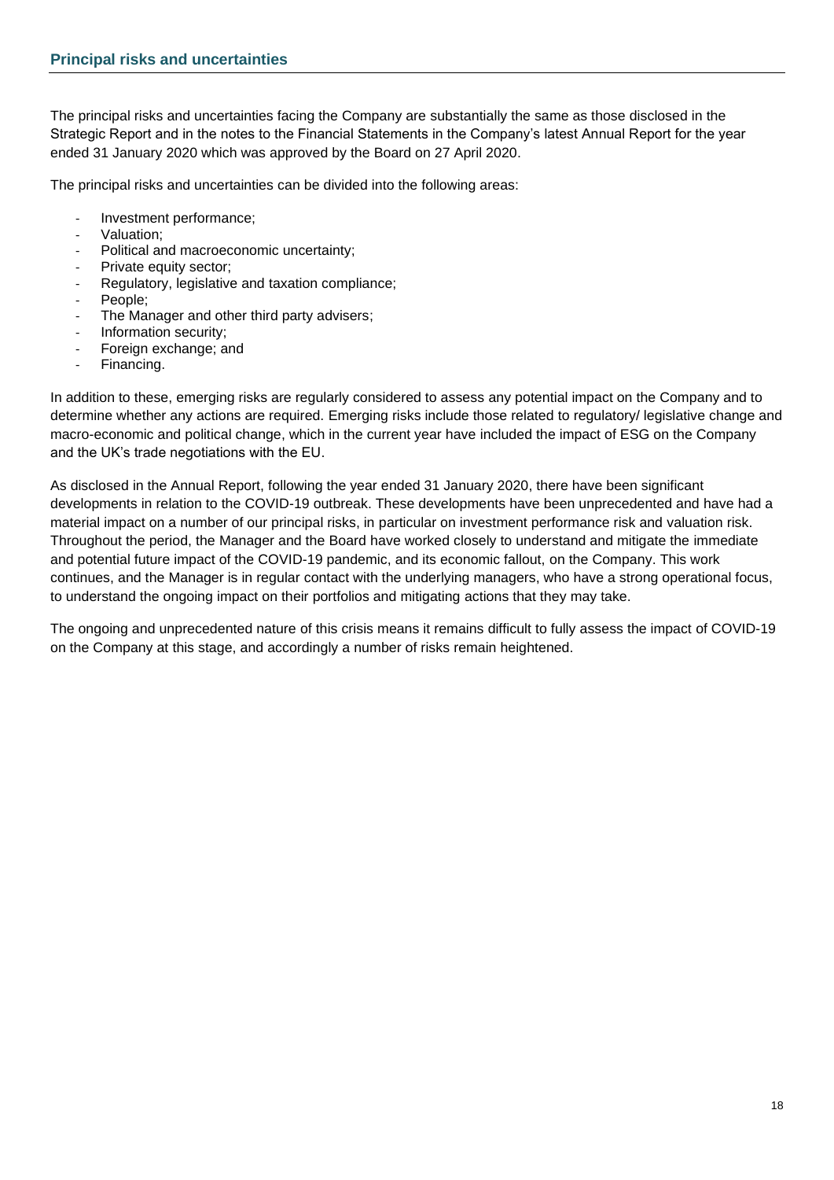## Principal risks and uncertainties

The principal risks and uncertainties facing the Company are substantially the same as those disclosed in the Strategic Report and in the notes to the Financial Statements in the Company's latest Annual Report for the year ended 31 January 2020 which was approved by the Board on 27 April 2020.

The principal risks and uncertainties can be divided into the following areas:

- Investment performance;
- Valuation;
- Political and macroeconomic uncertainty;
- Private equity sector;
- Regulatory, legislative and taxation compliance;
- People;
- The Manager and other third party advisers;
- Information security;
- Foreign exchange; and
- Financing.

In addition to these, emerging risks are regularly considered to assess any potential impact on the Company and to determine whether any actions are required. Emerging risks include those related to regulatory/ legislative change and macro-economic and political change, which in the current year have included the impact of ESG on the Company and the UK's trade negotiations with the EU.

As disclosed in the Annual Report, following the year ended 31 January 2020, there have been significant developments in relation to the COVID-19 outbreak. These developments have been unprecedented and have had a material impact on a number of our principal risks, in particular on investment performance risk and valuation risk. Throughout the period, the Manager and the Board have worked closely to understand and mitigate the immediate and potential future impact of the COVID-19 pandemic, and its economic fallout, on the Company. This work continues, and the Manager is in regular contact with the underlying managers, who have a strong operational focus, to understand the ongoing impact on their portfolios and mitigating actions that they may take.

The ongoing and unprecedented nature of this crisis means it remains difficult to fully assess the impact of COVID-19 on the Company at this stage, and accordingly a number of risks remain heightened.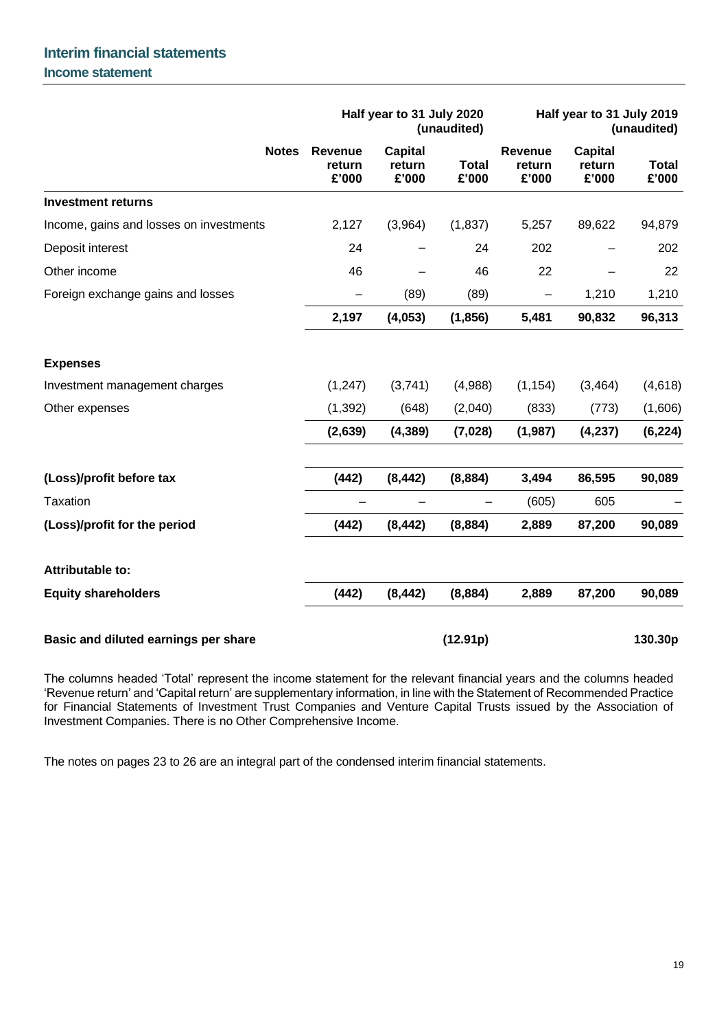## Interim financial statements

### Income statement

| | Notes | Half year to 31 July 2020 (unaudited) | | | Half year to 31 July 2019 (unaudited) | | |
|---|---|---|---|---|---|---|---|
| | | **Revenue return £'000** | **Capital return £'000** | **Total £'000** | **Revenue return £'000** | **Capital return £'000** | **Total £'000** |
| **Investment returns** | | | | | | | |
| Income, gains and losses on investments | | 2,127 | (3,964) | (1,837) | 5,257 | 89,622 | 94,879 |
| Deposit interest | | 24 | – | 24 | 202 | – | 202 |
| Other income | | 46 | – | 46 | 22 | – | 22 |
| Foreign exchange gains and losses | | – | (89) | (89) | – | 1,210 | 1,210 |
| | | **2,197** | **(4,053)** | **(1,856)** | **5,481** | **90,832** | **96,313** |
| **Expenses** | | | | | | | |
| Investment management charges | | (1,247) | (3,741) | (4,988) | (1,154) | (3,464) | (4,618) |
| Other expenses | | (1,392) | (648) | (2,040) | (833) | (773) | (1,606) |
| | | **(2,639)** | **(4,389)** | **(7,028)** | **(1,987)** | **(4,237)** | **(6,224)** |
| **(Loss)/profit before tax** | | **(442)** | **(8,442)** | **(8,884)** | **3,494** | **86,595** | **90,089** |
| Taxation | | – | – | – | (605) | 605 | – |
| **(Loss)/profit for the period** | | **(442)** | **(8,442)** | **(8,884)** | **2,889** | **87,200** | **90,089** |
| **Attributable to:** | | | | | | | |
| **Equity shareholders** | | **(442)** | **(8,442)** | **(8,884)** | **2,889** | **87,200** | **90,089** |
| **Basic and diluted earnings per share** | | | | **(12.91p)** | | | **130.30p** |

The columns headed 'Total' represent the income statement for the relevant financial years and the columns headed 'Revenue return' and 'Capital return' are supplementary information, in line with the Statement of Recommended Practice for Financial Statements of Investment Trust Companies and Venture Capital Trusts issued by the Association of Investment Companies. There is no Other Comprehensive Income.

The notes on pages 23 to 26 are an integral part of the condensed interim financial statements.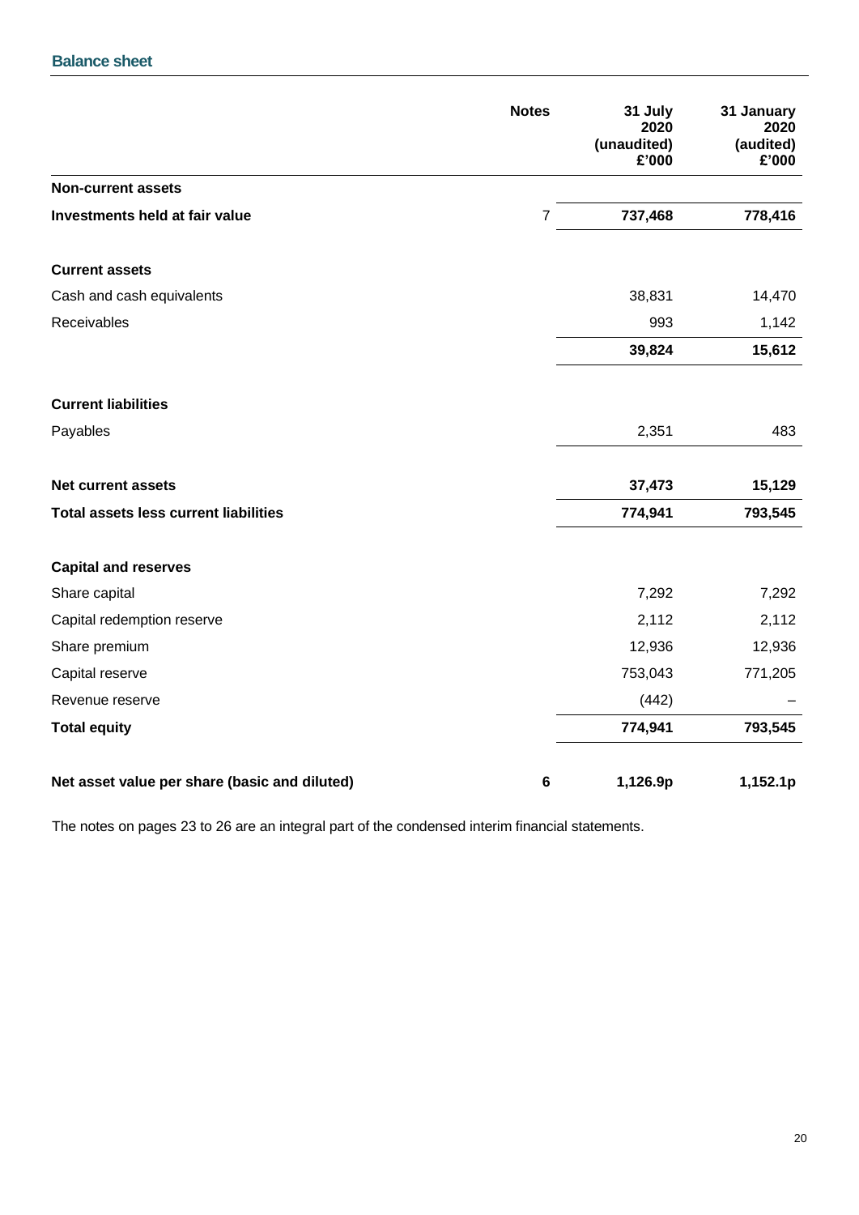## Balance sheet

| | Notes | 31 July 2020 (unaudited) £'000 | 31 January 2020 (audited) £'000 |
|---|---|---|---|
| **Non-current assets** | | | |
| **Investments held at fair value** | 7 | **737,468** | **778,416** |
| | | | |
| **Current assets** | | | |
| Cash and cash equivalents | | 38,831 | 14,470 |
| Receivables | | 993 | 1,142 |
| | | **39,824** | **15,612** |
| | | | |
| **Current liabilities** | | | |
| Payables | | 2,351 | 483 |
| | | | |
| **Net current assets** | | **37,473** | **15,129** |
| **Total assets less current liabilities** | | **774,941** | **793,545** |
| | | | |
| **Capital and reserves** | | | |
| Share capital | | 7,292 | 7,292 |
| Capital redemption reserve | | 2,112 | 2,112 |
| Share premium | | 12,936 | 12,936 |
| Capital reserve | | 753,043 | 771,205 |
| Revenue reserve | | (442) | – |
| **Total equity** | | **774,941** | **793,545** |
| | | | |
| **Net asset value per share (basic and diluted)** | **6** | **1,126.9p** | **1,152.1p** |

The notes on pages 23 to 26 are an integral part of the condensed interim financial statements.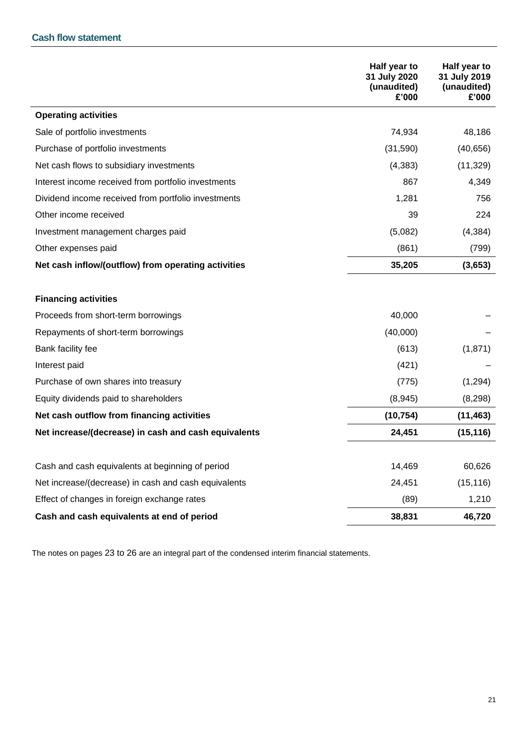## Cash flow statement

| | Half year to 31 July 2020 (unaudited) £'000 | Half year to 31 July 2019 (unaudited) £'000 |
|---|---|---|
| **Operating activities** | | |
| Sale of portfolio investments | 74,934 | 48,186 |
| Purchase of portfolio investments | (31,590) | (40,656) |
| Net cash flows to subsidiary investments | (4,383) | (11,329) |
| Interest income received from portfolio investments | 867 | 4,349 |
| Dividend income received from portfolio investments | 1,281 | 756 |
| Other income received | 39 | 224 |
| Investment management charges paid | (5,082) | (4,384) |
| Other expenses paid | (861) | (799) |
| **Net cash inflow/(outflow) from operating activities** | **35,205** | **(3,653)** |
| | | |
| **Financing activities** | | |
| Proceeds from short-term borrowings | 40,000 | – |
| Repayments of short-term borrowings | (40,000) | – |
| Bank facility fee | (613) | (1,871) |
| Interest paid | (421) | – |
| Purchase of own shares into treasury | (775) | (1,294) |
| Equity dividends paid to shareholders | (8,945) | (8,298) |
| **Net cash outflow from financing activities** | **(10,754)** | **(11,463)** |
| **Net increase/(decrease) in cash and cash equivalents** | **24,451** | **(15,116)** |
| | | |
| Cash and cash equivalents at beginning of period | 14,469 | 60,626 |
| Net increase/(decrease) in cash and cash equivalents | 24,451 | (15,116) |
| Effect of changes in foreign exchange rates | (89) | 1,210 |
| **Cash and cash equivalents at end of period** | **38,831** | **46,720** |

The notes on pages 23 to 26 are an integral part of the condensed interim financial statements.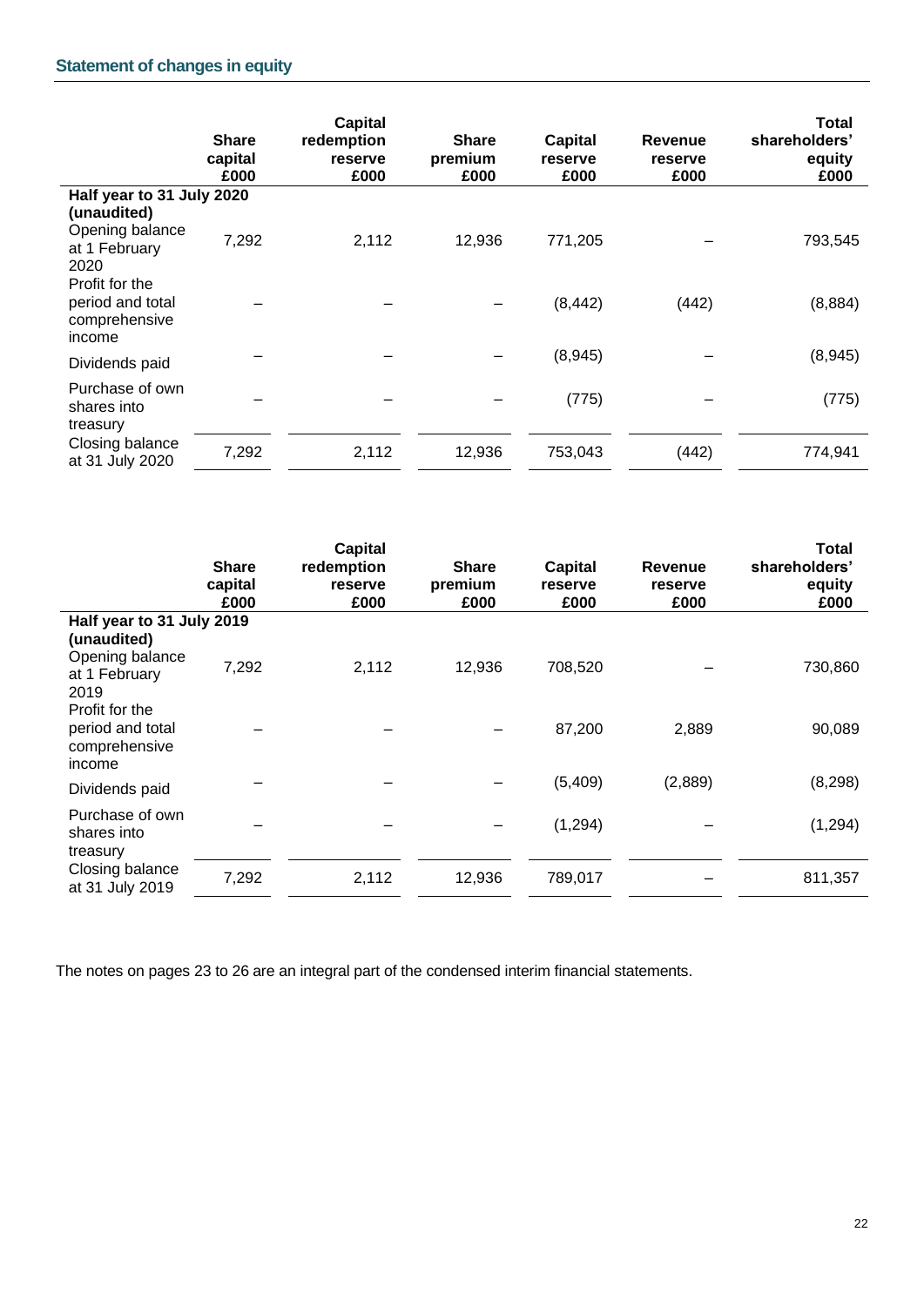## Statement of changes in equity

| | Share capital £000 | Capital redemption reserve £000 | Share premium £000 | Capital reserve £000 | Revenue reserve £000 | Total shareholders' equity £000 |
|---|---|---|---|---|---|---|
| **Half year to 31 July 2020 (unaudited)** | | | | | | |
| Opening balance at 1 February 2020 | 7,292 | 2,112 | 12,936 | 771,205 | – | 793,545 |
| Profit for the period and total comprehensive income | – | – | – | (8,442) | (442) | (8,884) |
| Dividends paid | – | – | – | (8,945) | – | (8,945) |
| Purchase of own shares into treasury | – | – | – | (775) | – | (775) |
| Closing balance at 31 July 2020 | 7,292 | 2,112 | 12,936 | 753,043 | (442) | 774,941 |

| | Share capital £000 | Capital redemption reserve £000 | Share premium £000 | Capital reserve £000 | Revenue reserve £000 | Total shareholders' equity £000 |
|---|---|---|---|---|---|---|
| **Half year to 31 July 2019 (unaudited)** | | | | | | |
| Opening balance at 1 February 2019 | 7,292 | 2,112 | 12,936 | 708,520 | – | 730,860 |
| Profit for the period and total comprehensive income | – | – | – | 87,200 | 2,889 | 90,089 |
| Dividends paid | – | – | – | (5,409) | (2,889) | (8,298) |
| Purchase of own shares into treasury | – | – | – | (1,294) | – | (1,294) |
| Closing balance at 31 July 2019 | 7,292 | 2,112 | 12,936 | 789,017 | – | 811,357 |

The notes on pages 23 to 26 are an integral part of the condensed interim financial statements.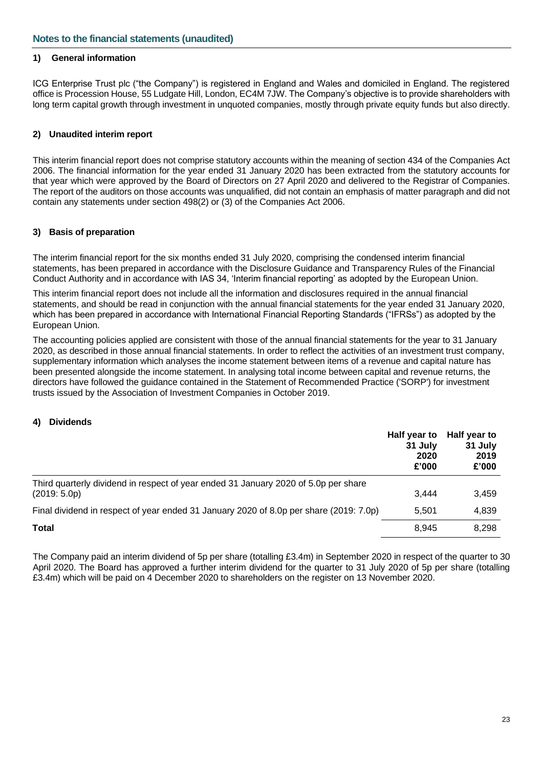## Notes to the financial statements (unaudited)

### 1) General information

ICG Enterprise Trust plc ("the Company") is registered in England and Wales and domiciled in England. The registered office is Procession House, 55 Ludgate Hill, London, EC4M 7JW. The Company's objective is to provide shareholders with long term capital growth through investment in unquoted companies, mostly through private equity funds but also directly.

### 2) Unaudited interim report

This interim financial report does not comprise statutory accounts within the meaning of section 434 of the Companies Act 2006. The financial information for the year ended 31 January 2020 has been extracted from the statutory accounts for that year which were approved by the Board of Directors on 27 April 2020 and delivered to the Registrar of Companies. The report of the auditors on those accounts was unqualified, did not contain an emphasis of matter paragraph and did not contain any statements under section 498(2) or (3) of the Companies Act 2006.

### 3) Basis of preparation

The interim financial report for the six months ended 31 July 2020, comprising the condensed interim financial statements, has been prepared in accordance with the Disclosure Guidance and Transparency Rules of the Financial Conduct Authority and in accordance with IAS 34, 'Interim financial reporting' as adopted by the European Union.

This interim financial report does not include all the information and disclosures required in the annual financial statements, and should be read in conjunction with the annual financial statements for the year ended 31 January 2020, which has been prepared in accordance with International Financial Reporting Standards ("IFRSs") as adopted by the European Union.

The accounting policies applied are consistent with those of the annual financial statements for the year to 31 January 2020, as described in those annual financial statements. In order to reflect the activities of an investment trust company, supplementary information which analyses the income statement between items of a revenue and capital nature has been presented alongside the income statement. In analysing total income between capital and revenue returns, the directors have followed the guidance contained in the Statement of Recommended Practice ('SORP') for investment trusts issued by the Association of Investment Companies in October 2019.

### 4) Dividends

| | Half year to 31 July 2020 £'000 | Half year to 31 July 2019 £'000 |
|---|---|---|
| Third quarterly dividend in respect of year ended 31 January 2020 of 5.0p per share (2019: 5.0p) | 3,444 | 3,459 |
| Final dividend in respect of year ended 31 January 2020 of 8.0p per share (2019: 7.0p) | 5,501 | 4,839 |
| **Total** | 8,945 | 8,298 |

The Company paid an interim dividend of 5p per share (totalling £3.4m) in September 2020 in respect of the quarter to 30 April 2020. The Board has approved a further interim dividend for the quarter to 31 July 2020 of 5p per share (totalling £3.4m) which will be paid on 4 December 2020 to shareholders on the register on 13 November 2020.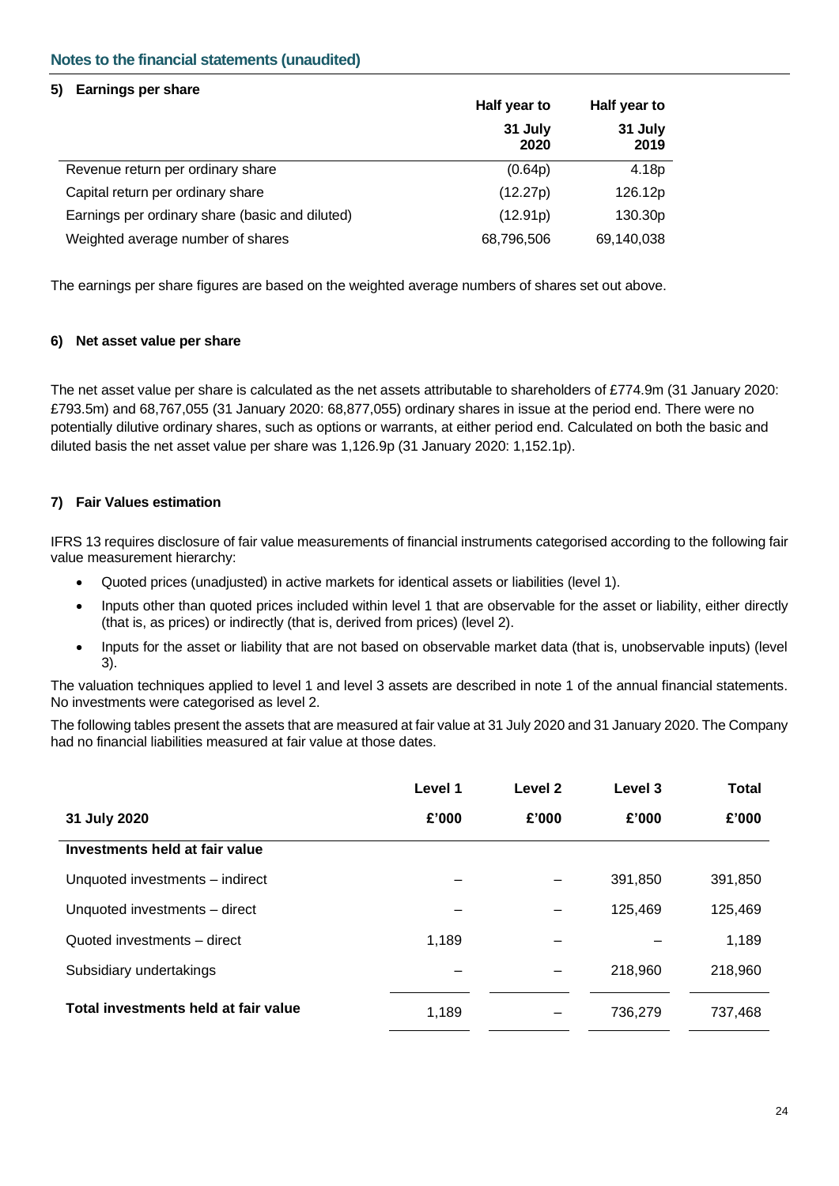## Notes to the financial statements (unaudited)

### 5) Earnings per share

| | Half year to 31 July 2020 | Half year to 31 July 2019 |
|---|---|---|
| Revenue return per ordinary share | (0.64p) | 4.18p |
| Capital return per ordinary share | (12.27p) | 126.12p |
| Earnings per ordinary share (basic and diluted) | (12.91p) | 130.30p |
| Weighted average number of shares | 68,796,506 | 69,140,038 |

The earnings per share figures are based on the weighted average numbers of shares set out above.

### 6) Net asset value per share

The net asset value per share is calculated as the net assets attributable to shareholders of £774.9m (31 January 2020: £793.5m) and 68,767,055 (31 January 2020: 68,877,055) ordinary shares in issue at the period end. There were no potentially dilutive ordinary shares, such as options or warrants, at either period end. Calculated on both the basic and diluted basis the net asset value per share was 1,126.9p (31 January 2020: 1,152.1p).

### 7) Fair Values estimation

IFRS 13 requires disclosure of fair value measurements of financial instruments categorised according to the following fair value measurement hierarchy:

- Quoted prices (unadjusted) in active markets for identical assets or liabilities (level 1).
- Inputs other than quoted prices included within level 1 that are observable for the asset or liability, either directly (that is, as prices) or indirectly (that is, derived from prices) (level 2).
- Inputs for the asset or liability that are not based on observable market data (that is, unobservable inputs) (level 3).

The valuation techniques applied to level 1 and level 3 assets are described in note 1 of the annual financial statements. No investments were categorised as level 2.

The following tables present the assets that are measured at fair value at 31 July 2020 and 31 January 2020. The Company had no financial liabilities measured at fair value at those dates.

| 31 July 2020 | Level 1 £'000 | Level 2 £'000 | Level 3 £'000 | Total £'000 |
|---|---|---|---|---|
| **Investments held at fair value** | | | | |
| Unquoted investments – indirect | – | – | 391,850 | 391,850 |
| Unquoted investments – direct | – | – | 125,469 | 125,469 |
| Quoted investments – direct | 1,189 | – | – | 1,189 |
| Subsidiary undertakings | – | – | 218,960 | 218,960 |
| **Total investments held at fair value** | 1,189 | – | 736,279 | 737,468 |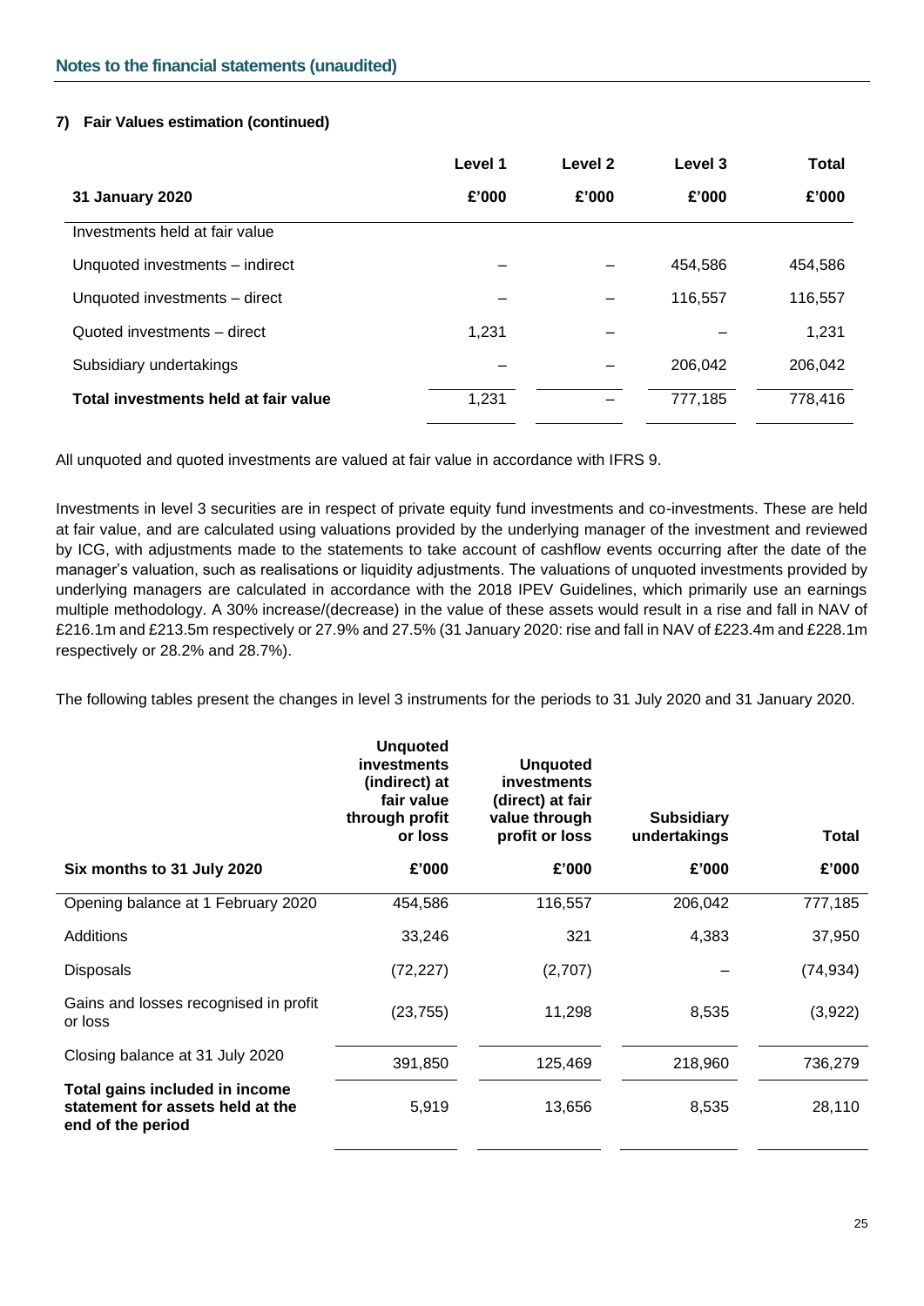## Notes to the financial statements (unaudited)

### 7) Fair Values estimation (continued)

| 31 January 2020 | Level 1 £'000 | Level 2 £'000 | Level 3 £'000 | Total £'000 |
|---|---|---|---|---|
| Investments held at fair value | | | | |
| Unquoted investments – indirect | – | – | 454,586 | 454,586 |
| Unquoted investments – direct | – | – | 116,557 | 116,557 |
| Quoted investments – direct | 1,231 | – | – | 1,231 |
| Subsidiary undertakings | – | – | 206,042 | 206,042 |
| **Total investments held at fair value** | 1,231 | – | 777,185 | 778,416 |

All unquoted and quoted investments are valued at fair value in accordance with IFRS 9.

Investments in level 3 securities are in respect of private equity fund investments and co-investments. These are held at fair value, and are calculated using valuations provided by the underlying manager of the investment and reviewed by ICG, with adjustments made to the statements to take account of cashflow events occurring after the date of the manager's valuation, such as realisations or liquidity adjustments. The valuations of unquoted investments provided by underlying managers are calculated in accordance with the 2018 IPEV Guidelines, which primarily use an earnings multiple methodology. A 30% increase/(decrease) in the value of these assets would result in a rise and fall in NAV of £216.1m and £213.5m respectively or 27.9% and 27.5% (31 January 2020: rise and fall in NAV of £223.4m and £228.1m respectively or 28.2% and 28.7%).

The following tables present the changes in level 3 instruments for the periods to 31 July 2020 and 31 January 2020.

| Six months to 31 July 2020 | Unquoted investments (indirect) at fair value through profit or loss £'000 | Unquoted investments (direct) at fair value through profit or loss £'000 | Subsidiary undertakings £'000 | Total £'000 |
|---|---|---|---|---|
| Opening balance at 1 February 2020 | 454,586 | 116,557 | 206,042 | 777,185 |
| Additions | 33,246 | 321 | 4,383 | 37,950 |
| Disposals | (72,227) | (2,707) | – | (74,934) |
| Gains and losses recognised in profit or loss | (23,755) | 11,298 | 8,535 | (3,922) |
| Closing balance at 31 July 2020 | 391,850 | 125,469 | 218,960 | 736,279 |
| **Total gains included in income statement for assets held at the end of the period** | 5,919 | 13,656 | 8,535 | 28,110 |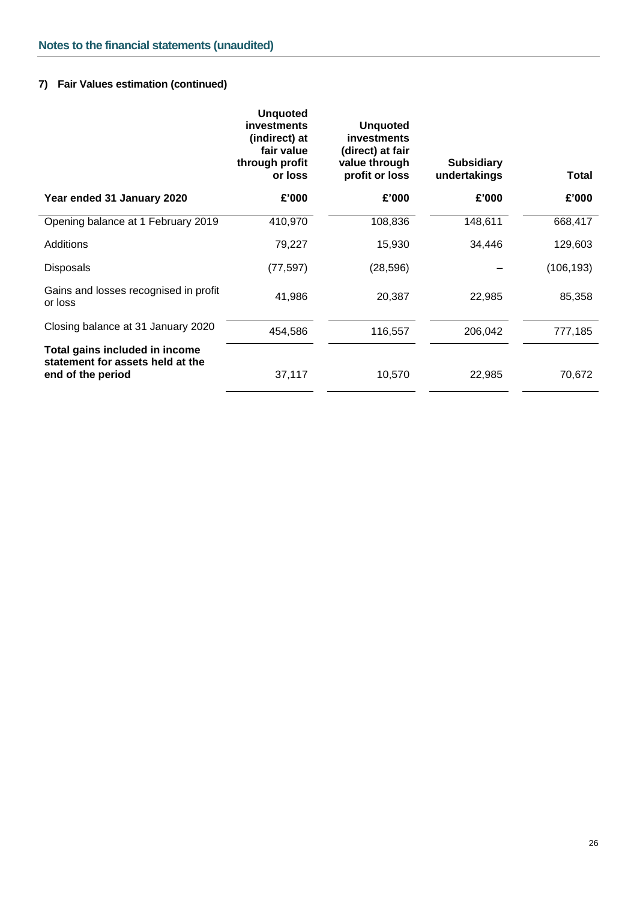## Notes to the financial statements (unaudited)

### 7) Fair Values estimation (continued)

| Year ended 31 January 2020 | Unquoted investments (indirect) at fair value through profit or loss £'000 | Unquoted investments (direct) at fair value through profit or loss £'000 | Subsidiary undertakings £'000 | Total £'000 |
|---|---|---|---|---|
| Opening balance at 1 February 2019 | 410,970 | 108,836 | 148,611 | 668,417 |
| Additions | 79,227 | 15,930 | 34,446 | 129,603 |
| Disposals | (77,597) | (28,596) | – | (106,193) |
| Gains and losses recognised in profit or loss | 41,986 | 20,387 | 22,985 | 85,358 |
| Closing balance at 31 January 2020 | 454,586 | 116,557 | 206,042 | 777,185 |
| **Total gains included in income statement for assets held at the end of the period** | 37,117 | 10,570 | 22,985 | 70,672 |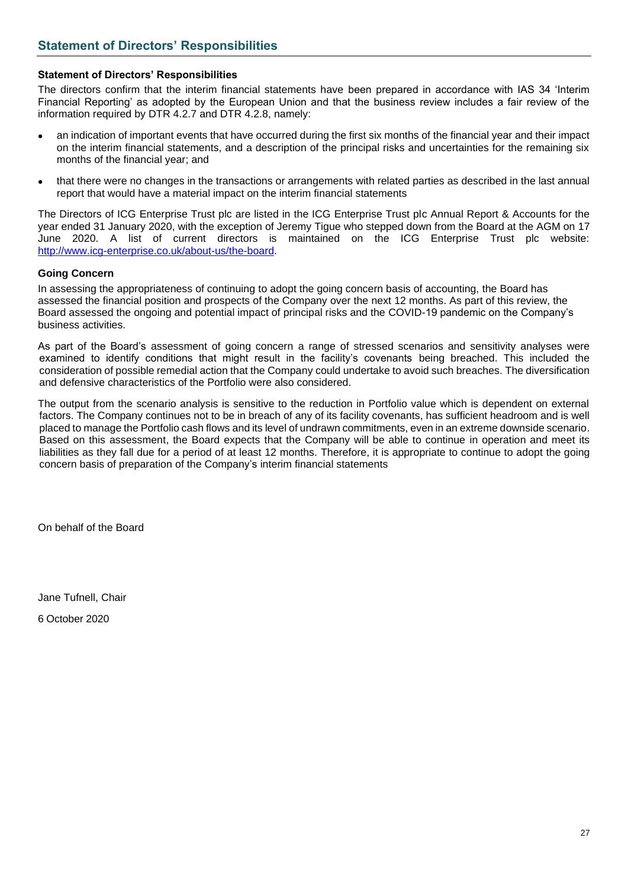# Statement of Directors' Responsibilities

### Statement of Directors' Responsibilities

The directors confirm that the interim financial statements have been prepared in accordance with IAS 34 'Interim Financial Reporting' as adopted by the European Union and that the business review includes a fair review of the information required by DTR 4.2.7 and DTR 4.2.8, namely:

- an indication of important events that have occurred during the first six months of the financial year and their impact on the interim financial statements, and a description of the principal risks and uncertainties for the remaining six months of the financial year; and
- that there were no changes in the transactions or arrangements with related parties as described in the last annual report that would have a material impact on the interim financial statements

The Directors of ICG Enterprise Trust plc are listed in the ICG Enterprise Trust plc Annual Report & Accounts for the year ended 31 January 2020, with the exception of Jeremy Tigue who stepped down from the Board at the AGM on 17 June 2020. A list of current directors is maintained on the ICG Enterprise Trust plc website: http://www.icg-enterprise.co.uk/about-us/the-board.

### Going Concern

In assessing the appropriateness of continuing to adopt the going concern basis of accounting, the Board has assessed the financial position and prospects of the Company over the next 12 months. As part of this review, the Board assessed the ongoing and potential impact of principal risks and the COVID-19 pandemic on the Company's business activities.

As part of the Board's assessment of going concern a range of stressed scenarios and sensitivity analyses were examined to identify conditions that might result in the facility's covenants being breached. This included the consideration of possible remedial action that the Company could undertake to avoid such breaches. The diversification and defensive characteristics of the Portfolio were also considered.

The output from the scenario analysis is sensitive to the reduction in Portfolio value which is dependent on external factors. The Company continues not to be in breach of any of its facility covenants, has sufficient headroom and is well placed to manage the Portfolio cash flows and its level of undrawn commitments, even in an extreme downside scenario. Based on this assessment, the Board expects that the Company will be able to continue in operation and meet its liabilities as they fall due for a period of at least 12 months. Therefore, it is appropriate to continue to adopt the going concern basis of preparation of the Company's interim financial statements

On behalf of the Board

Jane Tufnell, Chair

6 October 2020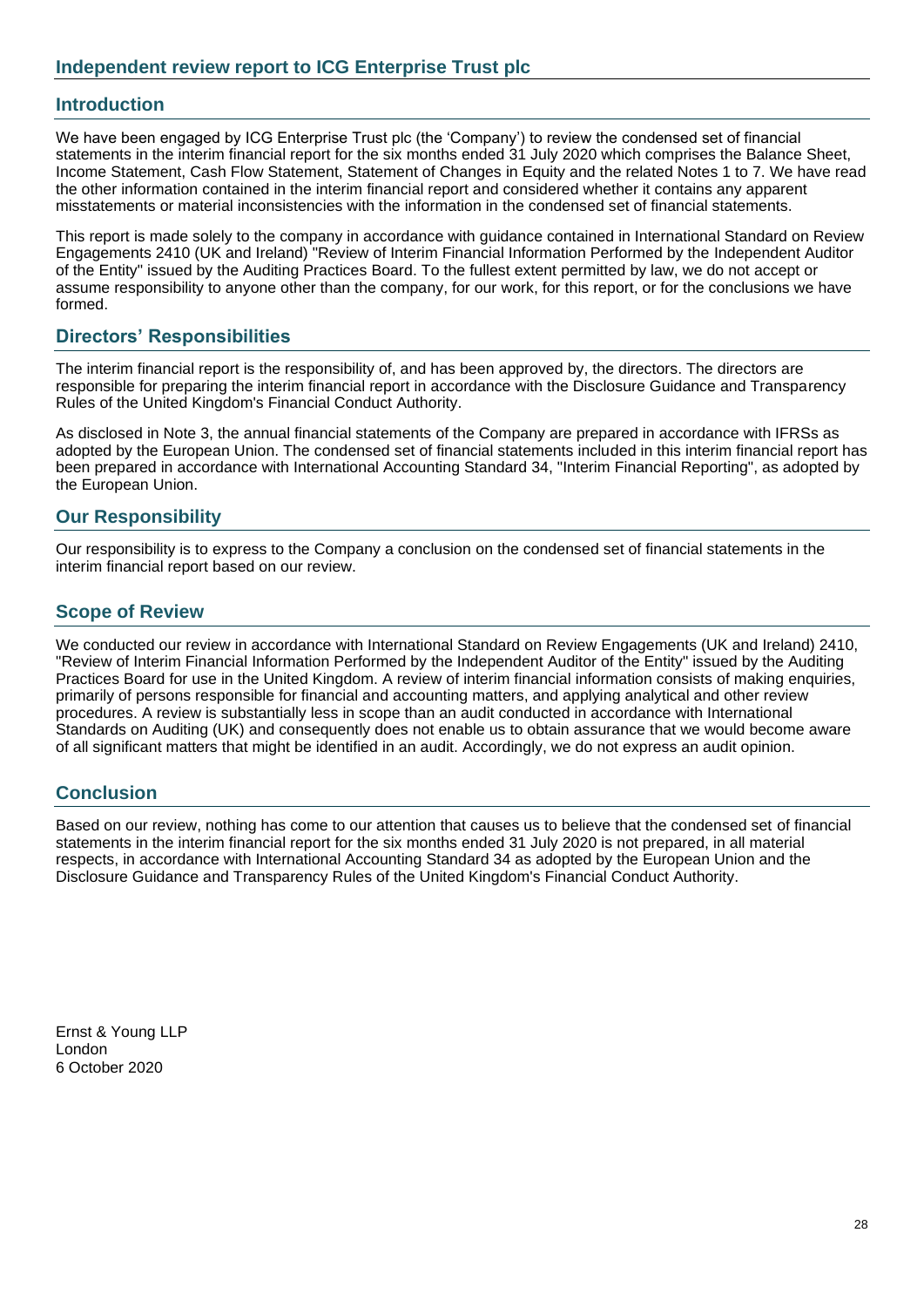# Independent review report to ICG Enterprise Trust plc

## Introduction

We have been engaged by ICG Enterprise Trust plc (the 'Company') to review the condensed set of financial statements in the interim financial report for the six months ended 31 July 2020 which comprises the Balance Sheet, Income Statement, Cash Flow Statement, Statement of Changes in Equity and the related Notes 1 to 7. We have read the other information contained in the interim financial report and considered whether it contains any apparent misstatements or material inconsistencies with the information in the condensed set of financial statements.

This report is made solely to the company in accordance with guidance contained in International Standard on Review Engagements 2410 (UK and Ireland) "Review of Interim Financial Information Performed by the Independent Auditor of the Entity" issued by the Auditing Practices Board. To the fullest extent permitted by law, we do not accept or assume responsibility to anyone other than the company, for our work, for this report, or for the conclusions we have formed.

## Directors' Responsibilities

The interim financial report is the responsibility of, and has been approved by, the directors. The directors are responsible for preparing the interim financial report in accordance with the Disclosure Guidance and Transparency Rules of the United Kingdom's Financial Conduct Authority.

As disclosed in Note 3, the annual financial statements of the Company are prepared in accordance with IFRSs as adopted by the European Union. The condensed set of financial statements included in this interim financial report has been prepared in accordance with International Accounting Standard 34, "Interim Financial Reporting", as adopted by the European Union.

## Our Responsibility

Our responsibility is to express to the Company a conclusion on the condensed set of financial statements in the interim financial report based on our review.

## Scope of Review

We conducted our review in accordance with International Standard on Review Engagements (UK and Ireland) 2410, "Review of Interim Financial Information Performed by the Independent Auditor of the Entity" issued by the Auditing Practices Board for use in the United Kingdom. A review of interim financial information consists of making enquiries, primarily of persons responsible for financial and accounting matters, and applying analytical and other review procedures. A review is substantially less in scope than an audit conducted in accordance with International Standards on Auditing (UK) and consequently does not enable us to obtain assurance that we would become aware of all significant matters that might be identified in an audit. Accordingly, we do not express an audit opinion.

## Conclusion

Based on our review, nothing has come to our attention that causes us to believe that the condensed set of financial statements in the interim financial report for the six months ended 31 July 2020 is not prepared, in all material respects, in accordance with International Accounting Standard 34 as adopted by the European Union and the Disclosure Guidance and Transparency Rules of the United Kingdom's Financial Conduct Authority.

Ernst & Young LLP
London
6 October 2020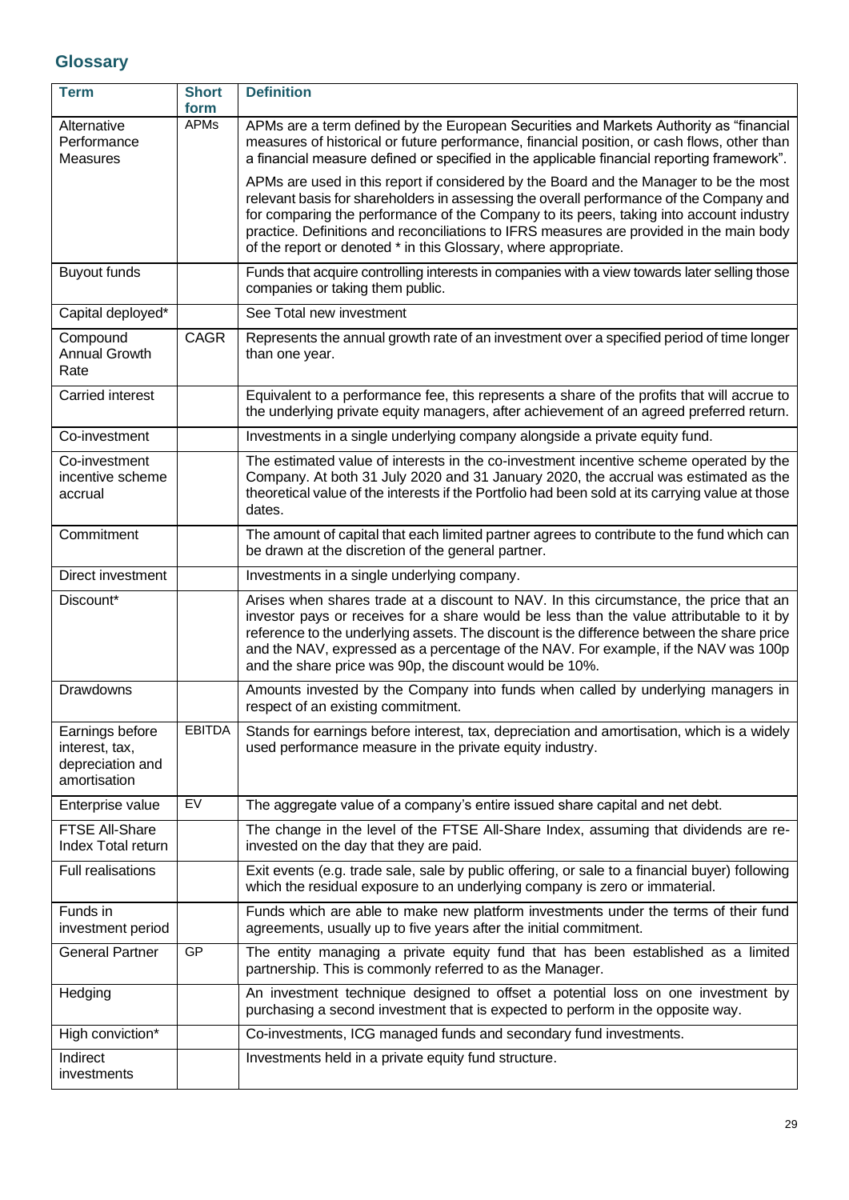## Glossary

| Term | Short form | Definition |
|---|---|---|
| Alternative Performance Measures | APMs | APMs are a term defined by the European Securities and Markets Authority as "financial measures of historical or future performance, financial position, or cash flows, other than a financial measure defined or specified in the applicable financial reporting framework".<br><br>APMs are used in this report if considered by the Board and the Manager to be the most relevant basis for shareholders in assessing the overall performance of the Company and for comparing the performance of the Company to its peers, taking into account industry practice. Definitions and reconciliations to IFRS measures are provided in the main body of the report or denoted * in this Glossary, where appropriate. |
| Buyout funds | | Funds that acquire controlling interests in companies with a view towards later selling those companies or taking them public. |
| Capital deployed* | | See Total new investment |
| Compound Annual Growth Rate | CAGR | Represents the annual growth rate of an investment over a specified period of time longer than one year. |
| Carried interest | | Equivalent to a performance fee, this represents a share of the profits that will accrue to the underlying private equity managers, after achievement of an agreed preferred return. |
| Co-investment | | Investments in a single underlying company alongside a private equity fund. |
| Co-investment incentive scheme accrual | | The estimated value of interests in the co-investment incentive scheme operated by the Company. At both 31 July 2020 and 31 January 2020, the accrual was estimated as the theoretical value of the interests if the Portfolio had been sold at its carrying value at those dates. |
| Commitment | | The amount of capital that each limited partner agrees to contribute to the fund which can be drawn at the discretion of the general partner. |
| Direct investment | | Investments in a single underlying company. |
| Discount* | | Arises when shares trade at a discount to NAV. In this circumstance, the price that an investor pays or receives for a share would be less than the value attributable to it by reference to the underlying assets. The discount is the difference between the share price and the NAV, expressed as a percentage of the NAV. For example, if the NAV was 100p and the share price was 90p, the discount would be 10%. |
| Drawdowns | | Amounts invested by the Company into funds when called by underlying managers in respect of an existing commitment. |
| Earnings before interest, tax, depreciation and amortisation | EBITDA | Stands for earnings before interest, tax, depreciation and amortisation, which is a widely used performance measure in the private equity industry. |
| Enterprise value | EV | The aggregate value of a company's entire issued share capital and net debt. |
| FTSE All-Share Index Total return | | The change in the level of the FTSE All-Share Index, assuming that dividends are re-invested on the day that they are paid. |
| Full realisations | | Exit events (e.g. trade sale, sale by public offering, or sale to a financial buyer) following which the residual exposure to an underlying company is zero or immaterial. |
| Funds in investment period | | Funds which are able to make new platform investments under the terms of their fund agreements, usually up to five years after the initial commitment. |
| General Partner | GP | The entity managing a private equity fund that has been established as a limited partnership. This is commonly referred to as the Manager. |
| Hedging | | An investment technique designed to offset a potential loss on one investment by purchasing a second investment that is expected to perform in the opposite way. |
| High conviction* | | Co-investments, ICG managed funds and secondary fund investments. |
| Indirect investments | | Investments held in a private equity fund structure. |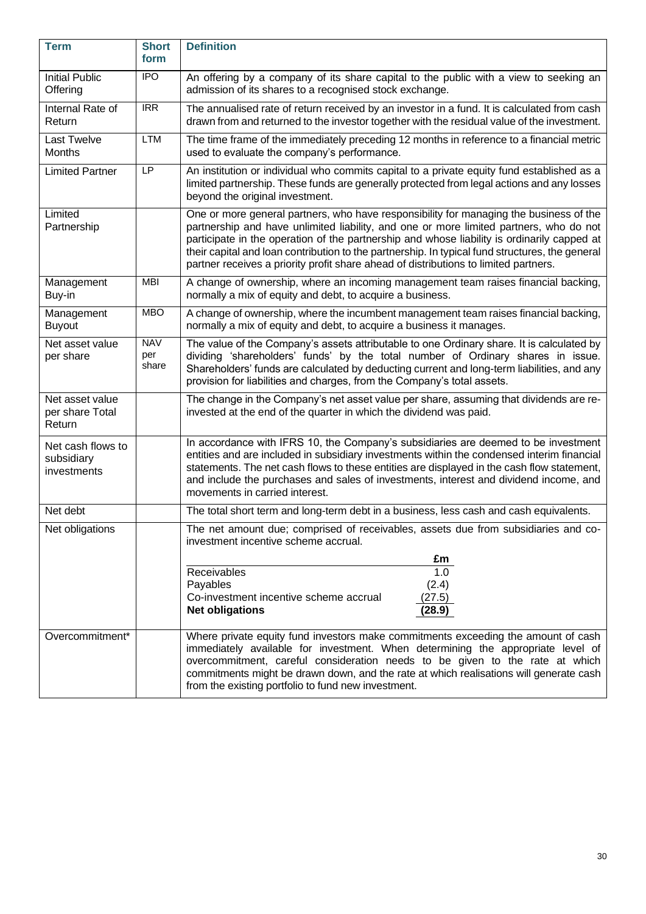| Term | Short form | Definition |
|---|---|---|
| Initial Public Offering | IPO | An offering by a company of its share capital to the public with a view to seeking an admission of its shares to a recognised stock exchange. |
| Internal Rate of Return | IRR | The annualised rate of return received by an investor in a fund. It is calculated from cash drawn from and returned to the investor together with the residual value of the investment. |
| Last Twelve Months | LTM | The time frame of the immediately preceding 12 months in reference to a financial metric used to evaluate the company's performance. |
| Limited Partner | LP | An institution or individual who commits capital to a private equity fund established as a limited partnership. These funds are generally protected from legal actions and any losses beyond the original investment. |
| Limited Partnership | | One or more general partners, who have responsibility for managing the business of the partnership and have unlimited liability, and one or more limited partners, who do not participate in the operation of the partnership and whose liability is ordinarily capped at their capital and loan contribution to the partnership. In typical fund structures, the general partner receives a priority profit share ahead of distributions to limited partners. |
| Management Buy-in | MBI | A change of ownership, where an incoming management team raises financial backing, normally a mix of equity and debt, to acquire a business. |
| Management Buyout | MBO | A change of ownership, where the incumbent management team raises financial backing, normally a mix of equity and debt, to acquire a business it manages. |
| Net asset value per share | NAV per share | The value of the Company's assets attributable to one Ordinary share. It is calculated by dividing 'shareholders' funds' by the total number of Ordinary shares in issue. Shareholders' funds are calculated by deducting current and long-term liabilities, and any provision for liabilities and charges, from the Company's total assets. |
| Net asset value per share Total Return | | The change in the Company's net asset value per share, assuming that dividends are re-invested at the end of the quarter in which the dividend was paid. |
| Net cash flows to subsidiary investments | | In accordance with IFRS 10, the Company's subsidiaries are deemed to be investment entities and are included in subsidiary investments within the condensed interim financial statements. The net cash flows to these entities are displayed in the cash flow statement, and include the purchases and sales of investments, interest and dividend income, and movements in carried interest. |
| Net debt | | The total short term and long-term debt in a business, less cash and cash equivalents. |
| Net obligations | | The net amount due; comprised of receivables, assets due from subsidiaries and co-investment incentive scheme accrual.<br><br>\| \| £m \|<br>\|---\|---\|<br>\| Receivables \| 1.0 \|<br>\| Payables \| (2.4) \|<br>\| Co-investment incentive scheme accrual \| (27.5) \|<br>\| **Net obligations** \| **(28.9)** \| |
| Overcommitment* | | Where private equity fund investors make commitments exceeding the amount of cash immediately available for investment. When determining the appropriate level of overcommitment, careful consideration needs to be given to the rate at which commitments might be drawn down, and the rate at which realisations will generate cash from the existing portfolio to fund new investment. |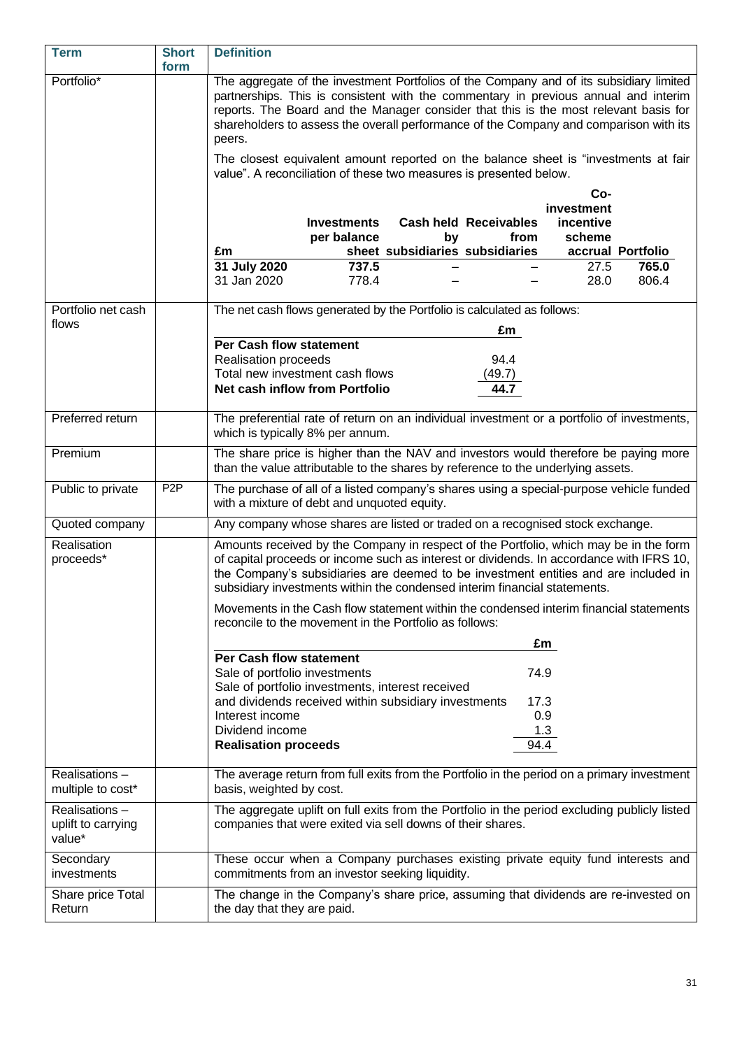| Term | Short form | Definition |
|---|---|---|
| Portfolio* | | The aggregate of the investment Portfolios of the Company and of its subsidiary limited partnerships. This is consistent with the commentary in previous annual and interim reports. The Board and the Manager consider that this is the most relevant basis for shareholders to assess the overall performance of the Company and comparison with its peers.<br><br>The closest equivalent amount reported on the balance sheet is "investments at fair value". A reconciliation of these two measures is presented below. |
| Portfolio net cash flows | | The net cash flows generated by the Portfolio is calculated as follows: |
| Preferred return | | The preferential rate of return on an individual investment or a portfolio of investments, which is typically 8% per annum. |
| Premium | | The share price is higher than the NAV and investors would therefore be paying more than the value attributable to the shares by reference to the underlying assets. |
| Public to private | P2P | The purchase of all of a listed company's shares using a special-purpose vehicle funded with a mixture of debt and unquoted equity. |
| Quoted company | | Any company whose shares are listed or traded on a recognised stock exchange. |
| Realisation proceeds* | | Amounts received by the Company in respect of the Portfolio, which may be in the form of capital proceeds or income such as interest or dividends. In accordance with IFRS 10, the Company's subsidiaries are deemed to be investment entities and are included in subsidiary investments within the condensed interim financial statements.<br><br>Movements in the Cash flow statement within the condensed interim financial statements reconcile to the movement in the Portfolio as follows: |
| Realisations – multiple to cost* | | The average return from full exits from the Portfolio in the period on a primary investment basis, weighted by cost. |
| Realisations – uplift to carrying value* | | The aggregate uplift on full exits from the Portfolio in the period excluding publicly listed companies that were exited via sell downs of their shares. |
| Secondary investments | | These occur when a Company purchases existing private equity fund interests and commitments from an investor seeking liquidity. |
| Share price Total Return | | The change in the Company's share price, assuming that dividends are re-invested on the day that they are paid. |

**Portfolio reconciliation:**

| £m | Investments per balance sheet | Cash held by subsidiaries | Receivables from subsidiaries | Co-investment incentive scheme accrual | Portfolio |
|---|---|---|---|---|---|
| **31 July 2020** | **737.5** | – | – | 27.5 | **765.0** |
| 31 Jan 2020 | 778.4 | – | – | 28.0 | 806.4 |

**Portfolio net cash flows:**

| | £m |
|---|---|
| **Per Cash flow statement** | |
| Realisation proceeds | 94.4 |
| Total new investment cash flows | (49.7) |
| **Net cash inflow from Portfolio** | **44.7** |

**Realisation proceeds:**

| | £m |
|---|---|
| **Per Cash flow statement** | |
| Sale of portfolio investments | 74.9 |
| Sale of portfolio investments, interest received and dividends received within subsidiary investments | 17.3 |
| Interest income | 0.9 |
| Dividend income | 1.3 |
| **Realisation proceeds** | 94.4 |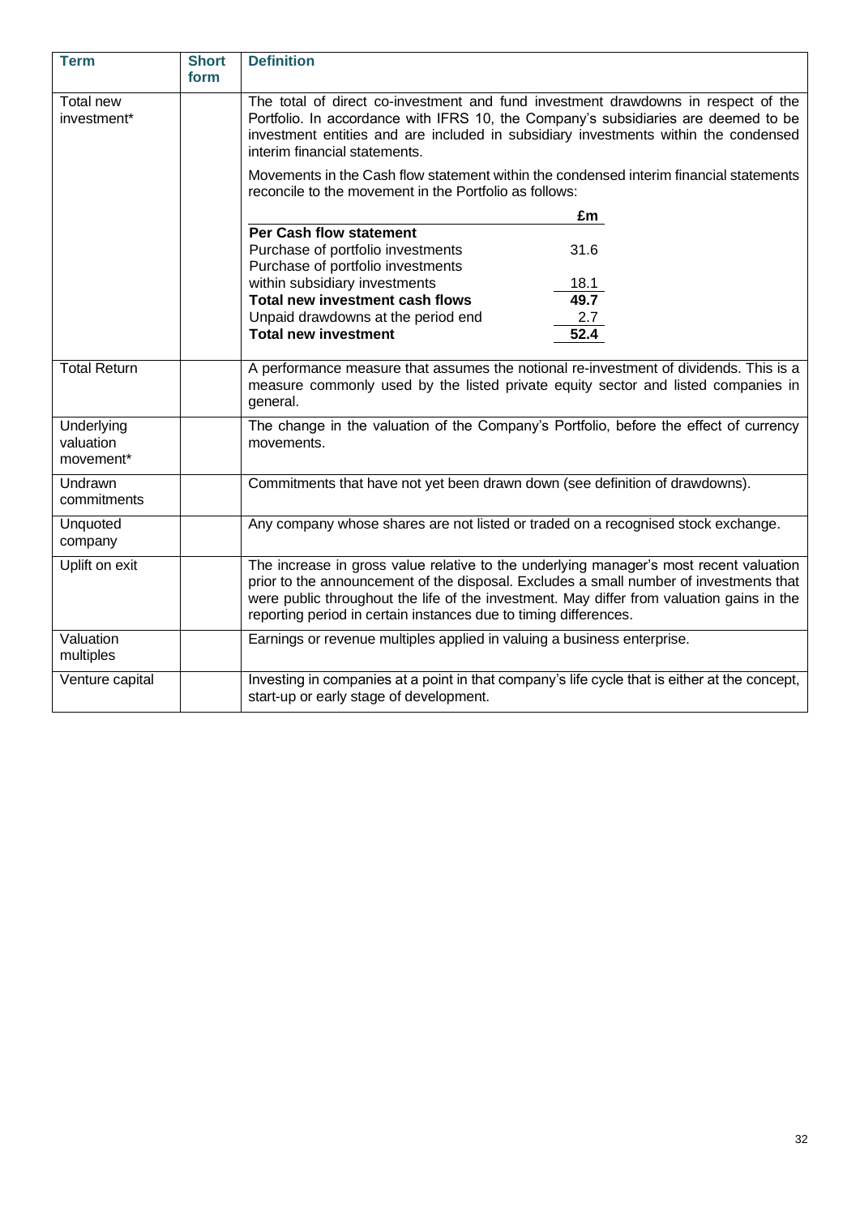| Term | Short form | Definition |
|---|---|---|
| Total new investment* | | The total of direct co-investment and fund investment drawdowns in respect of the Portfolio. In accordance with IFRS 10, the Company's subsidiaries are deemed to be investment entities and are included in subsidiary investments within the condensed interim financial statements.<br><br>Movements in the Cash flow statement within the condensed interim financial statements reconcile to the movement in the Portfolio as follows:<br><br>**Per Cash flow statement** (£m)<br>Purchase of portfolio investments: 31.6<br>Purchase of portfolio investments within subsidiary investments: 18.1<br>**Total new investment cash flows: 49.7**<br>Unpaid drawdowns at the period end: 2.7<br>**Total new investment: 52.4** |
| Total Return | | A performance measure that assumes the notional re-investment of dividends. This is a measure commonly used by the listed private equity sector and listed companies in general. |
| Underlying valuation movement* | | The change in the valuation of the Company's Portfolio, before the effect of currency movements. |
| Undrawn commitments | | Commitments that have not yet been drawn down (see definition of drawdowns). |
| Unquoted company | | Any company whose shares are not listed or traded on a recognised stock exchange. |
| Uplift on exit | | The increase in gross value relative to the underlying manager's most recent valuation prior to the announcement of the disposal. Excludes a small number of investments that were public throughout the life of the investment. May differ from valuation gains in the reporting period in certain instances due to timing differences. |
| Valuation multiples | | Earnings or revenue multiples applied in valuing a business enterprise. |
| Venture capital | | Investing in companies at a point in that company's life cycle that is either at the concept, start-up or early stage of development. |